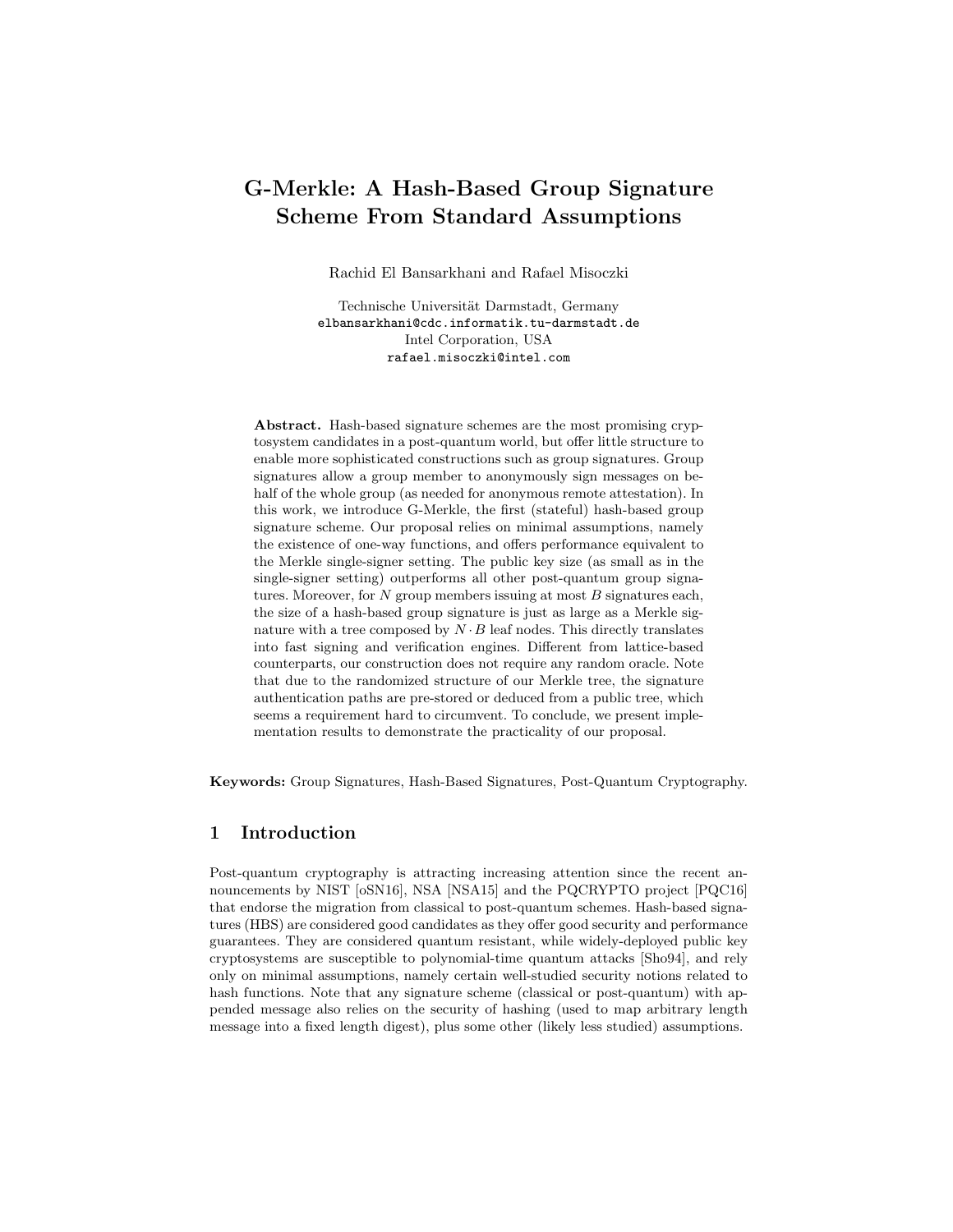# G-Merkle: A Hash-Based Group Signature Scheme From Standard Assumptions

Rachid El Bansarkhani and Rafael Misoczki

Technische Universität Darmstadt, Germany
elbansarkhani@cdc.informatik.tu-darmstadt.de
Intel Corporation, USA
rafael.misoczki@intel.com

**Abstract.** Hash-based signature schemes are the most promising cryptosystem candidates in a post-quantum world, but offer little structure to enable more sophisticated constructions such as group signatures. Group signatures allow a group member to anonymously sign messages on behalf of the whole group (as needed for anonymous remote attestation). In this work, we introduce G-Merkle, the first (stateful) hash-based group signature scheme. Our proposal relies on minimal assumptions, namely the existence of one-way functions, and offers performance equivalent to the Merkle single-signer setting. The public key size (as small as in the single-signer setting) outperforms all other post-quantum group signatures. Moreover, for $N$ group members issuing at most $B$ signatures each, the size of a hash-based group signature is just as large as a Merkle signature with a tree composed by $N \cdot B$ leaf nodes. This directly translates into fast signing and verification engines. Different from lattice-based counterparts, our construction does not require any random oracle. Note that due to the randomized structure of our Merkle tree, the signature authentication paths are pre-stored or deduced from a public tree, which seems a requirement hard to circumvent. To conclude, we present implementation results to demonstrate the practicality of our proposal.

**Keywords:** Group Signatures, Hash-Based Signatures, Post-Quantum Cryptography.

## 1 Introduction

Post-quantum cryptography is attracting increasing attention since the recent announcements by NIST [oSN16], NSA [NSA15] and the PQCRYPTO project [PQC16] that endorse the migration from classical to post-quantum schemes. Hash-based signatures (HBS) are considered good candidates as they offer good security and performance guarantees. They are considered quantum resistant, while widely-deployed public key cryptosystems are susceptible to polynomial-time quantum attacks [Sho94], and rely only on minimal assumptions, namely certain well-studied security notions related to hash functions. Note that any signature scheme (classical or post-quantum) with appended message also relies on the security of hashing (used to map arbitrary length message into a fixed length digest), plus some other (likely less studied) assumptions.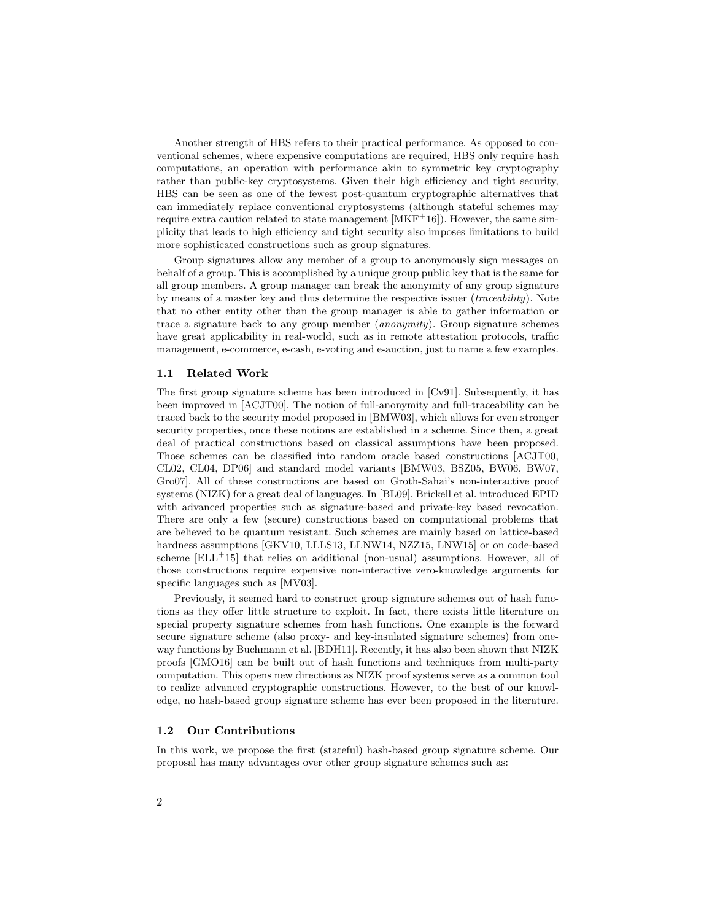Another strength of HBS refers to their practical performance. As opposed to conventional schemes, where expensive computations are required, HBS only require hash computations, an operation with performance akin to symmetric key cryptography rather than public-key cryptosystems. Given their high efficiency and tight security, HBS can be seen as one of the fewest post-quantum cryptographic alternatives that can immediately replace conventional cryptosystems (although stateful schemes may require extra caution related to state management [MKF+16]). However, the same simplicity that leads to high efficiency and tight security also imposes limitations to build more sophisticated constructions such as group signatures.

Group signatures allow any member of a group to anonymously sign messages on behalf of a group. This is accomplished by a unique group public key that is the same for all group members. A group manager can break the anonymity of any group signature by means of a master key and thus determine the respective issuer (*traceability*). Note that no other entity other than the group manager is able to gather information or trace a signature back to any group member (*anonymity*). Group signature schemes have great applicability in real-world, such as in remote attestation protocols, traffic management, e-commerce, e-cash, e-voting and e-auction, just to name a few examples.

### 1.1 Related Work

The first group signature scheme has been introduced in [Cv91]. Subsequently, it has been improved in [ACJT00]. The notion of full-anonymity and full-traceability can be traced back to the security model proposed in [BMW03], which allows for even stronger security properties, once these notions are established in a scheme. Since then, a great deal of practical constructions based on classical assumptions have been proposed. Those schemes can be classified into random oracle based constructions [ACJT00, CL02, CL04, DP06] and standard model variants [BMW03, BSZ05, BW06, BW07, Gro07]. All of these constructions are based on Groth-Sahai's non-interactive proof systems (NIZK) for a great deal of languages. In [BL09], Brickell et al. introduced EPID with advanced properties such as signature-based and private-key based revocation. There are only a few (secure) constructions based on computational problems that are believed to be quantum resistant. Such schemes are mainly based on lattice-based hardness assumptions [GKV10, LLLS13, LLNW14, NZZ15, LNW15] or on code-based scheme [ELL+15] that relies on additional (non-usual) assumptions. However, all of those constructions require expensive non-interactive zero-knowledge arguments for specific languages such as [MV03].

Previously, it seemed hard to construct group signature schemes out of hash functions as they offer little structure to exploit. In fact, there exists little literature on special property signature schemes from hash functions. One example is the forward secure signature scheme (also proxy- and key-insulated signature schemes) from one-way functions by Buchmann et al. [BDH11]. Recently, it has also been shown that NIZK proofs [GMO16] can be built out of hash functions and techniques from multi-party computation. This opens new directions as NIZK proof systems serve as a common tool to realize advanced cryptographic constructions. However, to the best of our knowledge, no hash-based group signature scheme has ever been proposed in the literature.

### 1.2 Our Contributions

In this work, we propose the first (stateful) hash-based group signature scheme. Our proposal has many advantages over other group signature schemes such as: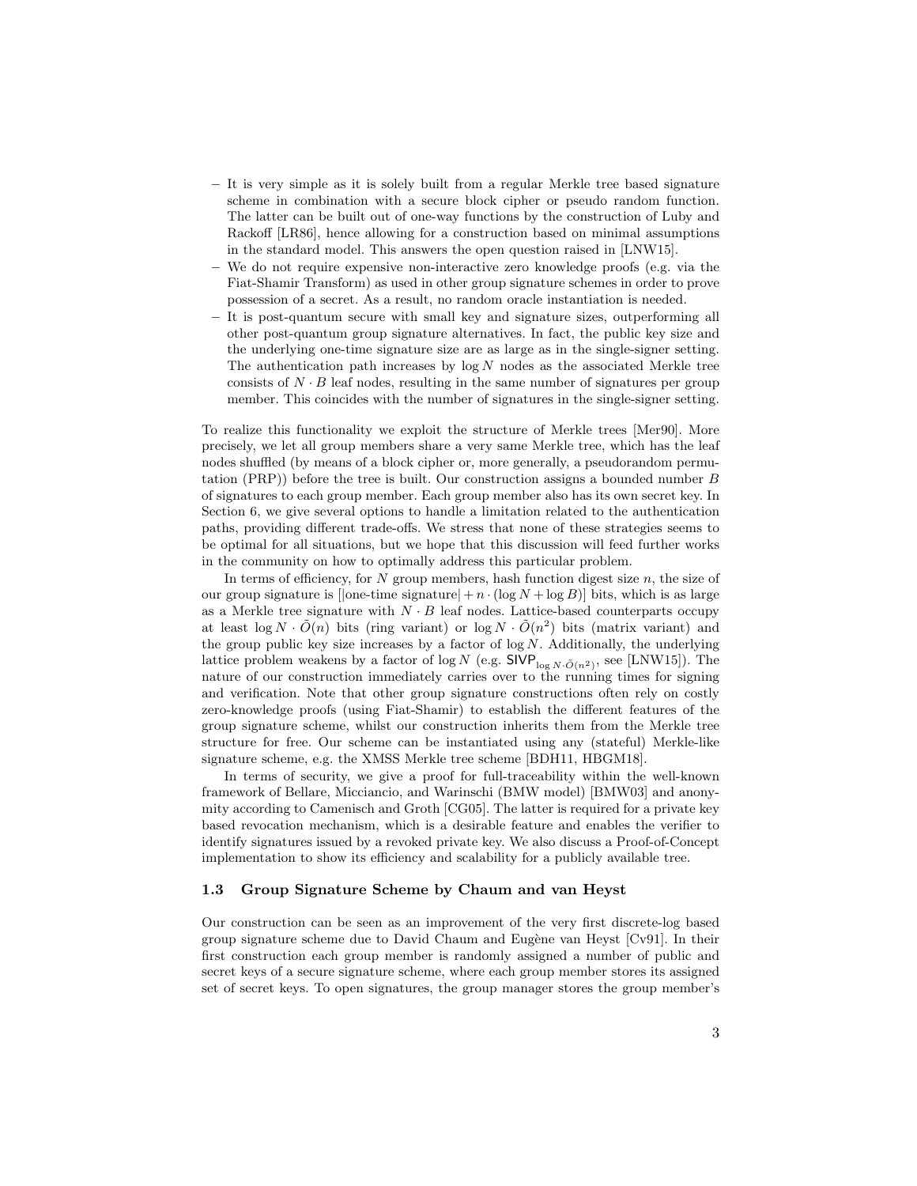- It is very simple as it is solely built from a regular Merkle tree based signature scheme in combination with a secure block cipher or pseudo random function. The latter can be built out of one-way functions by the construction of Luby and Rackoff [LR86], hence allowing for a construction based on minimal assumptions in the standard model. This answers the open question raised in [LNW15].
- We do not require expensive non-interactive zero knowledge proofs (e.g. via the Fiat-Shamir Transform) as used in other group signature schemes in order to prove possession of a secret. As a result, no random oracle instantiation is needed.
- It is post-quantum secure with small key and signature sizes, outperforming all other post-quantum group signature alternatives. In fact, the public key size and the underlying one-time signature size are as large as in the single-signer setting. The authentication path increases by $\log N$ nodes as the associated Merkle tree consists of $N \cdot B$ leaf nodes, resulting in the same number of signatures per group member. This coincides with the number of signatures in the single-signer setting.

To realize this functionality we exploit the structure of Merkle trees [Mer90]. More precisely, we let all group members share a very same Merkle tree, which has the leaf nodes shuffled (by means of a block cipher or, more generally, a pseudorandom permutation (PRP)) before the tree is built. Our construction assigns a bounded number $B$ of signatures to each group member. Each group member also has its own secret key. In Section 6, we give several options to handle a limitation related to the authentication paths, providing different trade-offs. We stress that none of these strategies seems to be optimal for all situations, but we hope that this discussion will feed further works in the community on how to optimally address this particular problem.

In terms of efficiency, for $N$ group members, hash function digest size $n$, the size of our group signature is $[|\text{one-time signature}| + n \cdot (\log N + \log B)]$ bits, which is as large as a Merkle tree signature with $N \cdot B$ leaf nodes. Lattice-based counterparts occupy at least $\log N \cdot \tilde{O}(n)$ bits (ring variant) or $\log N \cdot \tilde{O}(n^2)$ bits (matrix variant) and the group public key size increases by a factor of $\log N$. Additionally, the underlying lattice problem weakens by a factor of $\log N$ (e.g. $\mathsf{SIVP}_{\log N \cdot \tilde{O}(n^2)}$, see [LNW15]). The nature of our construction immediately carries over to the running times for signing and verification. Note that other group signature constructions often rely on costly zero-knowledge proofs (using Fiat-Shamir) to establish the different features of the group signature scheme, whilst our construction inherits them from the Merkle tree structure for free. Our scheme can be instantiated using any (stateful) Merkle-like signature scheme, e.g. the XMSS Merkle tree scheme [BDH11, HBGM18].

In terms of security, we give a proof for full-traceability within the well-known framework of Bellare, Micciancio, and Warinschi (BMW model) [BMW03] and anonymity according to Camenisch and Groth [CG05]. The latter is required for a private key based revocation mechanism, which is a desirable feature and enables the verifier to identify signatures issued by a revoked private key. We also discuss a Proof-of-Concept implementation to show its efficiency and scalability for a publicly available tree.

### 1.3 Group Signature Scheme by Chaum and van Heyst

Our construction can be seen as an improvement of the very first discrete-log based group signature scheme due to David Chaum and Eugène van Heyst [Cv91]. In their first construction each group member is randomly assigned a number of public and secret keys of a secure signature scheme, where each group member stores its assigned set of secret keys. To open signatures, the group manager stores the group member's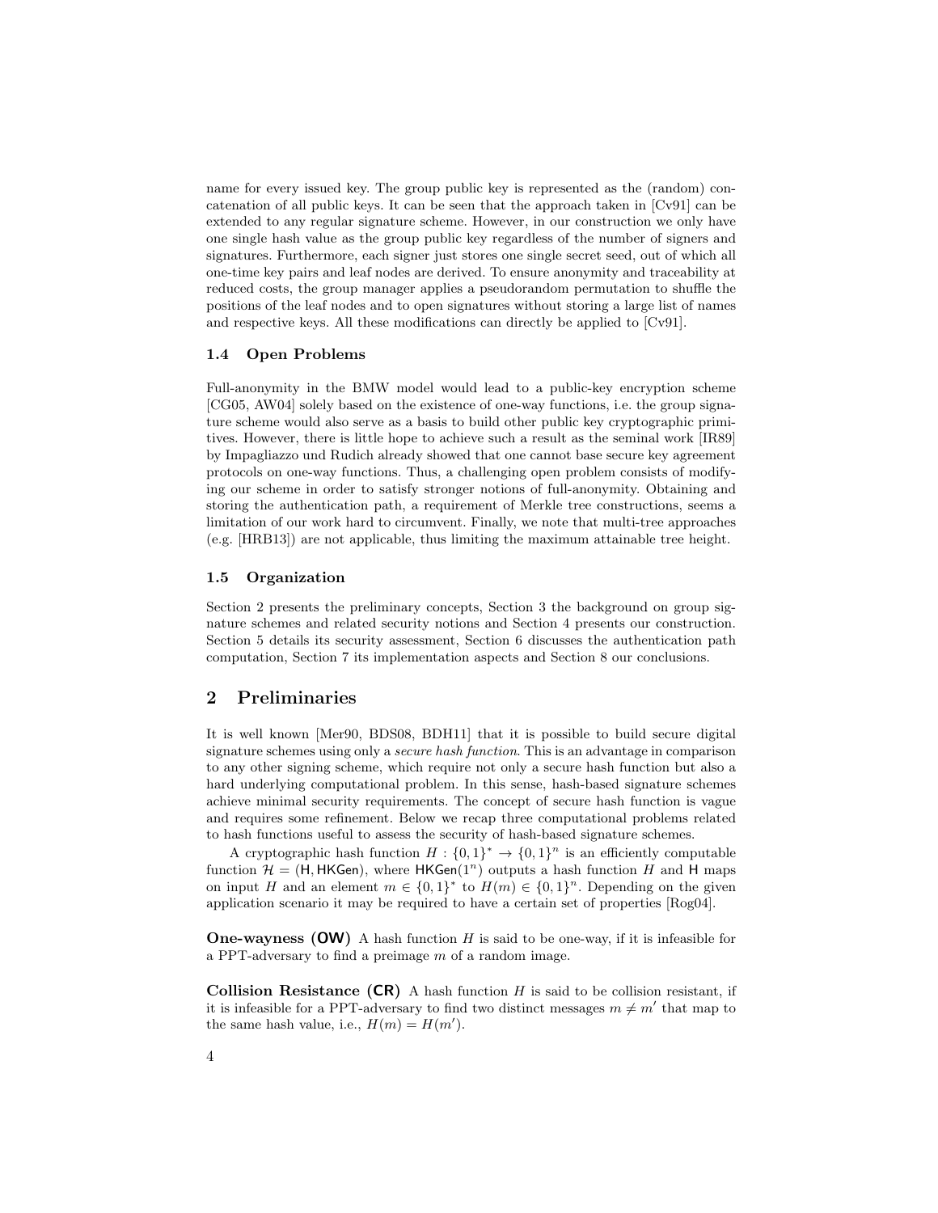name for every issued key. The group public key is represented as the (random) concatenation of all public keys. It can be seen that the approach taken in [Cv91] can be extended to any regular signature scheme. However, in our construction we only have one single hash value as the group public key regardless of the number of signers and signatures. Furthermore, each signer just stores one single secret seed, out of which all one-time key pairs and leaf nodes are derived. To ensure anonymity and traceability at reduced costs, the group manager applies a pseudorandom permutation to shuffle the positions of the leaf nodes and to open signatures without storing a large list of names and respective keys. All these modifications can directly be applied to [Cv91].

### 1.4 Open Problems

Full-anonymity in the BMW model would lead to a public-key encryption scheme [CG05, AW04] solely based on the existence of one-way functions, i.e. the group signature scheme would also serve as a basis to build other public key cryptographic primitives. However, there is little hope to achieve such a result as the seminal work [IR89] by Impagliazzo und Rudich already showed that one cannot base secure key agreement protocols on one-way functions. Thus, a challenging open problem consists of modifying our scheme in order to satisfy stronger notions of full-anonymity. Obtaining and storing the authentication path, a requirement of Merkle tree constructions, seems a limitation of our work hard to circumvent. Finally, we note that multi-tree approaches (e.g. [HRB13]) are not applicable, thus limiting the maximum attainable tree height.

### 1.5 Organization

Section 2 presents the preliminary concepts, Section 3 the background on group signature schemes and related security notions and Section 4 presents our construction. Section 5 details its security assessment, Section 6 discusses the authentication path computation, Section 7 its implementation aspects and Section 8 our conclusions.

## 2 Preliminaries

It is well known [Mer90, BDS08, BDH11] that it is possible to build secure digital signature schemes using only a *secure hash function*. This is an advantage in comparison to any other signing scheme, which require not only a secure hash function but also a hard underlying computational problem. In this sense, hash-based signature schemes achieve minimal security requirements. The concept of secure hash function is vague and requires some refinement. Below we recap three computational problems related to hash functions useful to assess the security of hash-based signature schemes.

A cryptographic hash function $H : \{0,1\}^* \to \{0,1\}^n$ is an efficiently computable function $\mathcal{H} = (\mathsf{H}, \mathsf{HKGen})$, where $\mathsf{HKGen}(1^n)$ outputs a hash function $H$ and $\mathsf{H}$ maps on input $H$ and an element $m \in \{0,1\}^*$ to $H(m) \in \{0,1\}^n$. Depending on the given application scenario it may be required to have a certain set of properties [Rog04].

**One-wayness (OW)** A hash function $H$ is said to be one-way, if it is infeasible for a PPT-adversary to find a preimage $m$ of a random image.

**Collision Resistance (CR)** A hash function $H$ is said to be collision resistant, if it is infeasible for a PPT-adversary to find two distinct messages $m \neq m'$ that map to the same hash value, i.e., $H(m) = H(m')$.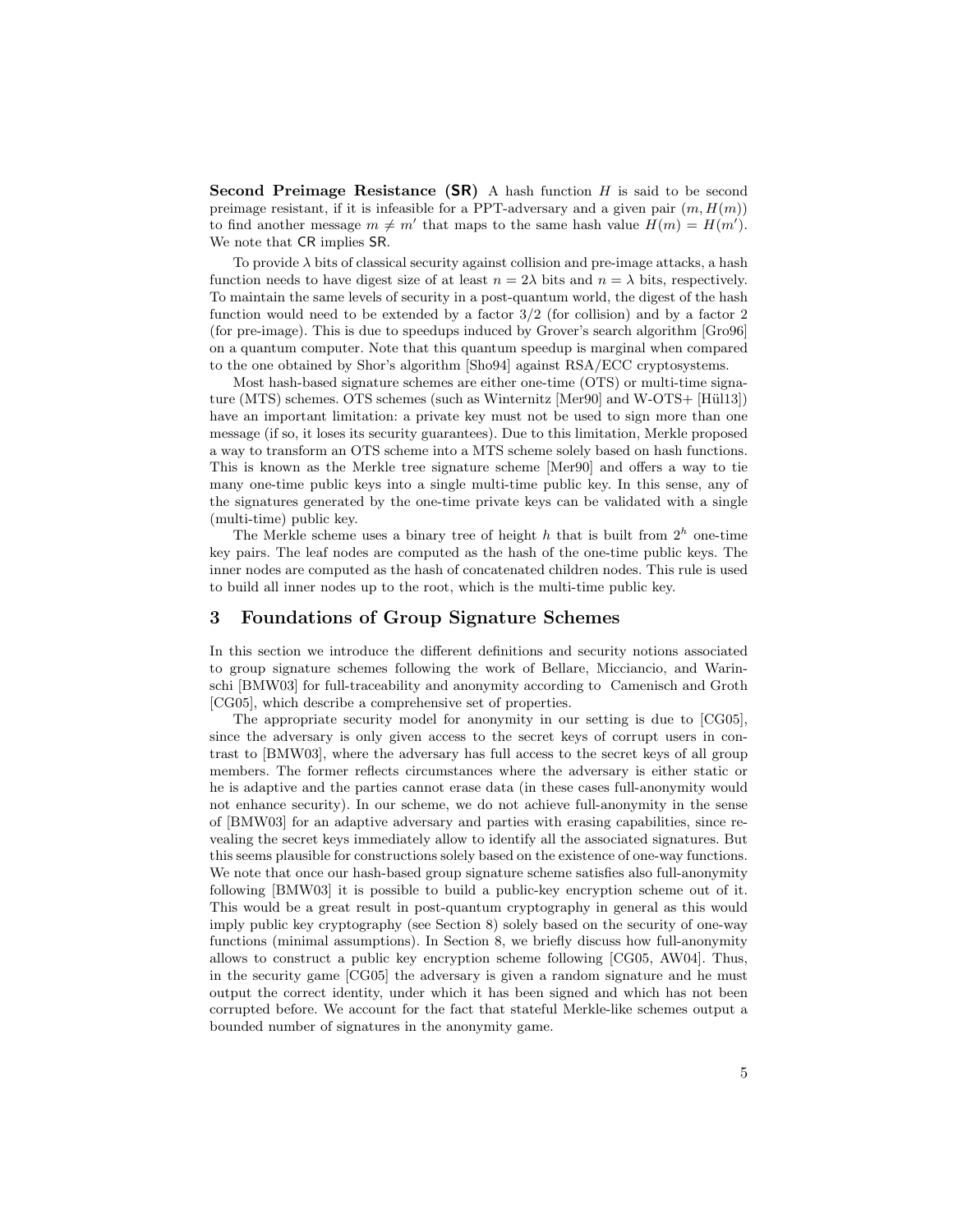**Second Preimage Resistance (SR)** A hash function $H$ is said to be second preimage resistant, if it is infeasible for a PPT-adversary and a given pair $(m, H(m))$ to find another message $m \neq m'$ that maps to the same hash value $H(m) = H(m')$. We note that CR implies SR.

To provide $\lambda$ bits of classical security against collision and pre-image attacks, a hash function needs to have digest size of at least $n = 2\lambda$ bits and $n = \lambda$ bits, respectively. To maintain the same levels of security in a post-quantum world, the digest of the hash function would need to be extended by a factor 3/2 (for collision) and by a factor 2 (for pre-image). This is due to speedups induced by Grover's search algorithm [Gro96] on a quantum computer. Note that this quantum speedup is marginal when compared to the one obtained by Shor's algorithm [Sho94] against RSA/ECC cryptosystems.

Most hash-based signature schemes are either one-time (OTS) or multi-time signature (MTS) schemes. OTS schemes (such as Winternitz [Mer90] and W-OTS+ [Hül13]) have an important limitation: a private key must not be used to sign more than one message (if so, it loses its security guarantees). Due to this limitation, Merkle proposed a way to transform an OTS scheme into a MTS scheme solely based on hash functions. This is known as the Merkle tree signature scheme [Mer90] and offers a way to tie many one-time public keys into a single multi-time public key. In this sense, any of the signatures generated by the one-time private keys can be validated with a single (multi-time) public key.

The Merkle scheme uses a binary tree of height $h$ that is built from $2^h$ one-time key pairs. The leaf nodes are computed as the hash of the one-time public keys. The inner nodes are computed as the hash of concatenated children nodes. This rule is used to build all inner nodes up to the root, which is the multi-time public key.

## 3 Foundations of Group Signature Schemes

In this section we introduce the different definitions and security notions associated to group signature schemes following the work of Bellare, Micciancio, and Warinschi [BMW03] for full-traceability and anonymity according to Camenisch and Groth [CG05], which describe a comprehensive set of properties.

The appropriate security model for anonymity in our setting is due to [CG05], since the adversary is only given access to the secret keys of corrupt users in contrast to [BMW03], where the adversary has full access to the secret keys of all group members. The former reflects circumstances where the adversary is either static or he is adaptive and the parties cannot erase data (in these cases full-anonymity would not enhance security). In our scheme, we do not achieve full-anonymity in the sense of [BMW03] for an adaptive adversary and parties with erasing capabilities, since revealing the secret keys immediately allow to identify all the associated signatures. But this seems plausible for constructions solely based on the existence of one-way functions. We note that once our hash-based group signature scheme satisfies also full-anonymity following [BMW03] it is possible to build a public-key encryption scheme out of it. This would be a great result in post-quantum cryptography in general as this would imply public key cryptography (see Section 8) solely based on the security of one-way functions (minimal assumptions). In Section 8, we briefly discuss how full-anonymity allows to construct a public key encryption scheme following [CG05, AW04]. Thus, in the security game [CG05] the adversary is given a random signature and he must output the correct identity, under which it has been signed and which has not been corrupted before. We account for the fact that stateful Merkle-like schemes output a bounded number of signatures in the anonymity game.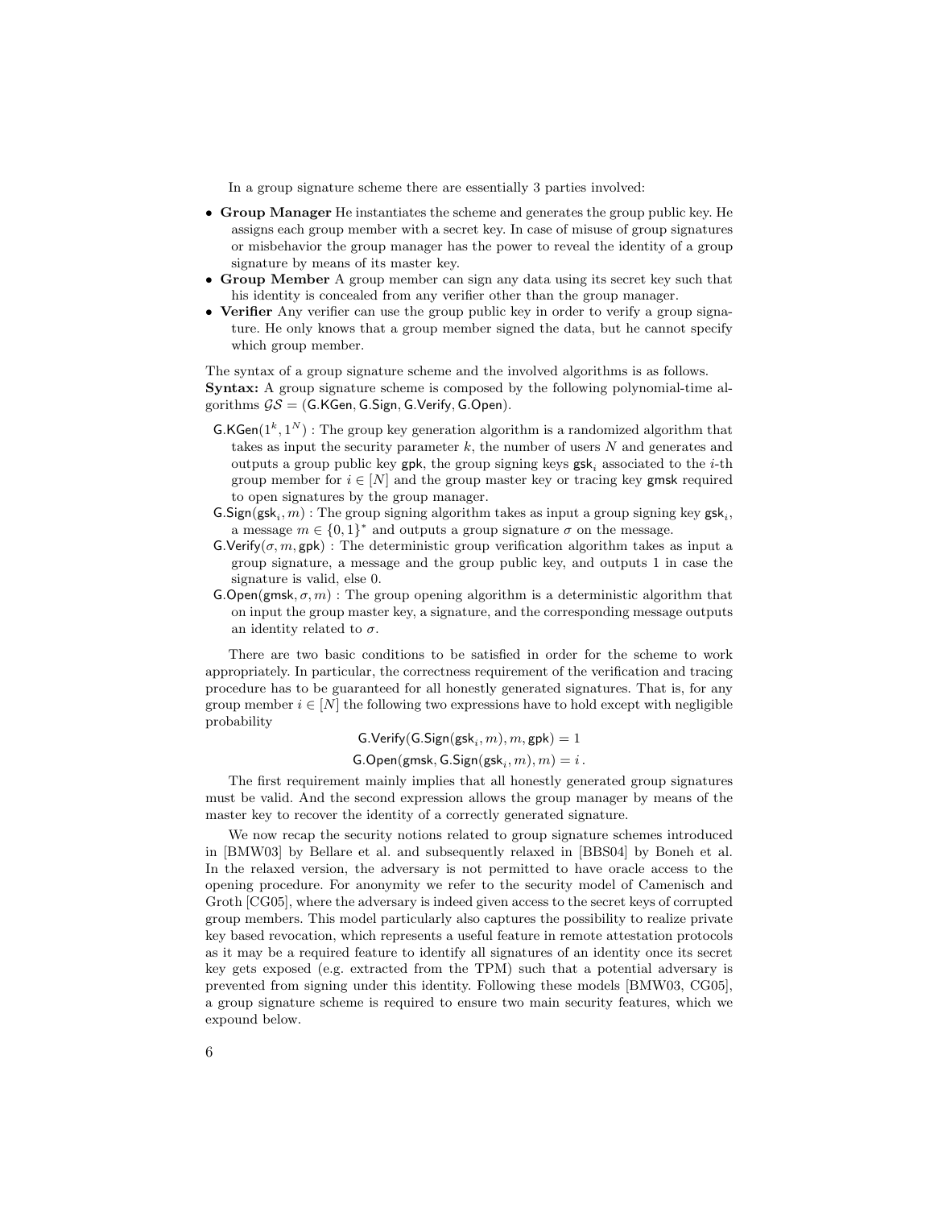In a group signature scheme there are essentially 3 parties involved:

- **Group Manager** He instantiates the scheme and generates the group public key. He assigns each group member with a secret key. In case of misuse of group signatures or misbehavior the group manager has the power to reveal the identity of a group signature by means of its master key.
- **Group Member** A group member can sign any data using its secret key such that his identity is concealed from any verifier other than the group manager.
- **Verifier** Any verifier can use the group public key in order to verify a group signature. He only knows that a group member signed the data, but he cannot specify which group member.

The syntax of a group signature scheme and the involved algorithms is as follows.
**Syntax:** A group signature scheme is composed by the following polynomial-time algorithms $\mathcal{GS} = (\mathsf{G.KGen}, \mathsf{G.Sign}, \mathsf{G.Verify}, \mathsf{G.Open})$.

$\mathsf{G.KGen}(1^k, 1^N)$ : The group key generation algorithm is a randomized algorithm that takes as input the security parameter $k$, the number of users $N$ and generates and outputs a group public key $\mathsf{gpk}$, the group signing keys $\mathsf{gsk}_i$ associated to the $i$-th group member for $i \in [N]$ and the group master key or tracing key $\mathsf{gmsk}$ required to open signatures by the group manager.

$\mathsf{G.Sign}(\mathsf{gsk}_i, m)$ : The group signing algorithm takes as input a group signing key $\mathsf{gsk}_i$, a message $m \in \{0,1\}^*$ and outputs a group signature $\sigma$ on the message.

$\mathsf{G.Verify}(\sigma, m, \mathsf{gpk})$ : The deterministic group verification algorithm takes as input a group signature, a message and the group public key, and outputs 1 in case the signature is valid, else 0.

$\mathsf{G.Open}(\mathsf{gmsk}, \sigma, m)$ : The group opening algorithm is a deterministic algorithm that on input the group master key, a signature, and the corresponding message outputs an identity related to $\sigma$.

There are two basic conditions to be satisfied in order for the scheme to work appropriately. In particular, the correctness requirement of the verification and tracing procedure has to be guaranteed for all honestly generated signatures. That is, for any group member $i \in [N]$ the following two expressions have to hold except with negligible probability

$$\mathsf{G.Verify}(\mathsf{G.Sign}(\mathsf{gsk}_i, m), m, \mathsf{gpk}) = 1$$

$$\mathsf{G.Open}(\mathsf{gmsk}, \mathsf{G.Sign}(\mathsf{gsk}_i, m), m) = i\,.$$

The first requirement mainly implies that all honestly generated group signatures must be valid. And the second expression allows the group manager by means of the master key to recover the identity of a correctly generated signature.

We now recap the security notions related to group signature schemes introduced in [BMW03] by Bellare et al. and subsequently relaxed in [BBS04] by Boneh et al. In the relaxed version, the adversary is not permitted to have oracle access to the opening procedure. For anonymity we refer to the security model of Camenisch and Groth [CG05], where the adversary is indeed given access to the secret keys of corrupted group members. This model particularly also captures the possibility to realize private key based revocation, which represents a useful feature in remote attestation protocols as it may be a required feature to identify all signatures of an identity once its secret key gets exposed (e.g. extracted from the TPM) such that a potential adversary is prevented from signing under this identity. Following these models [BMW03, CG05], a group signature scheme is required to ensure two main security features, which we expound below.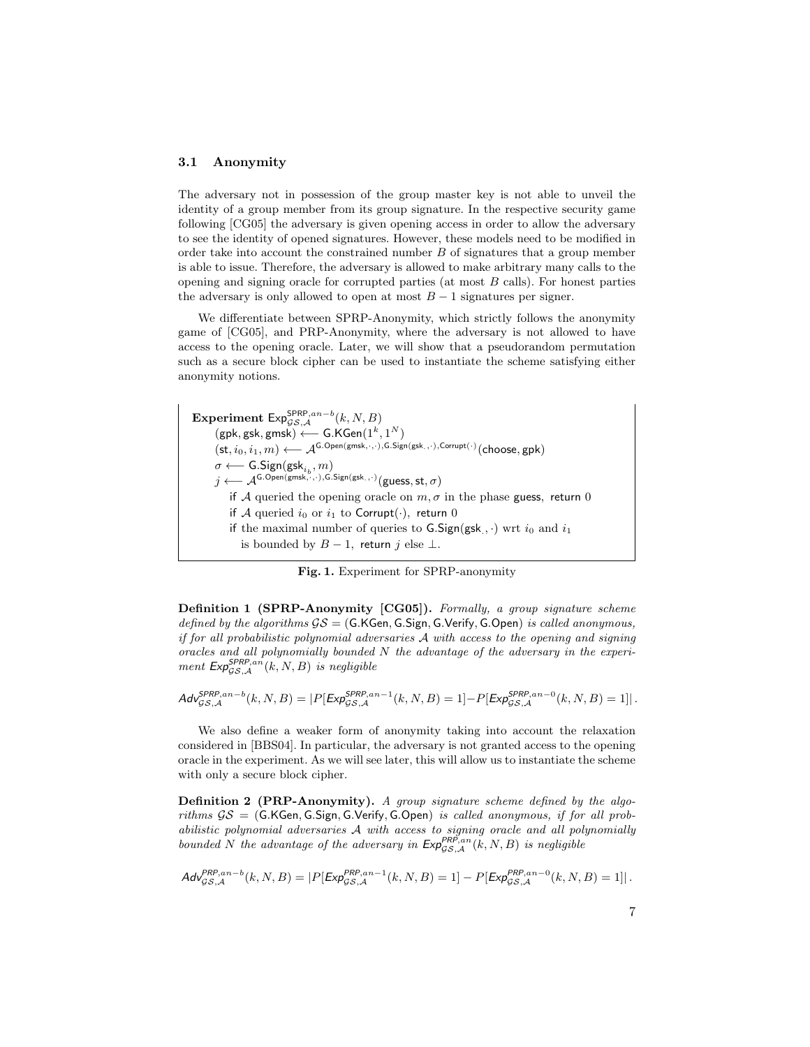### 3.1 Anonymity

The adversary not in possession of the group master key is not able to unveil the identity of a group member from its group signature. In the respective security game following [CG05] the adversary is given opening access in order to allow the adversary to see the identity of opened signatures. However, these models need to be modified in order take into account the constrained number $B$ of signatures that a group member is able to issue. Therefore, the adversary is allowed to make arbitrary many calls to the opening and signing oracle for corrupted parties (at most $B$ calls). For honest parties the adversary is only allowed to open at most $B-1$ signatures per signer.

We differentiate between SPRP-Anonymity, which strictly follows the anonymity game of [CG05], and PRP-Anonymity, where the adversary is not allowed to have access to the opening oracle. Later, we will show that a pseudorandom permutation such as a secure block cipher can be used to instantiate the scheme satisfying either anonymity notions.

**Experiment** $\mathsf{Exp}^{\mathsf{SPRP},an-b}_{\mathcal{GS},\mathcal{A}}(k,N,B)$
  $(\mathsf{gpk},\mathsf{gsk},\mathsf{gmsk}) \longleftarrow \mathsf{G.KGen}(1^k,1^N)$
  $(\mathsf{st},i_0,i_1,m) \longleftarrow \mathcal{A}^{\mathsf{G.Open}(\mathsf{gmsk},\cdot,\cdot),\mathsf{G.Sign}(\mathsf{gsk}_\cdot,\cdot),\mathsf{Corrupt}(\cdot)}(\mathsf{choose},\mathsf{gpk})$
  $\sigma \longleftarrow \mathsf{G.Sign}(\mathsf{gsk}_{i_b},m)$
  $j \longleftarrow \mathcal{A}^{\mathsf{G.Open}(\mathsf{gmsk},\cdot,\cdot),\mathsf{G.Sign}(\mathsf{gsk}_\cdot,\cdot)}(\mathsf{guess},\mathsf{st},\sigma)$
    if $\mathcal{A}$ queried the opening oracle on $m,\sigma$ in the phase $\mathsf{guess}$, return 0
    if $\mathcal{A}$ queried $i_0$ or $i_1$ to $\mathsf{Corrupt}(\cdot)$, return 0
    if the maximal number of queries to $\mathsf{G.Sign}(\mathsf{gsk}_\cdot,\cdot)$ wrt $i_0$ and $i_1$
      is bounded by $B-1$, return $j$ else $\perp$.

**Fig. 1.** Experiment for SPRP-anonymity

**Definition 1 (SPRP-Anonymity [CG05]).** *Formally, a group signature scheme defined by the algorithms* $\mathcal{GS} = (\mathsf{G.KGen},\mathsf{G.Sign},\mathsf{G.Verify},\mathsf{G.Open})$ *is called anonymous, if for all probabilistic polynomial adversaries* $\mathcal{A}$ *with access to the opening and signing oracles and all polynomially bounded* $N$ *the advantage of the adversary in the experiment* $\mathsf{Exp}^{\mathsf{SPRP},an}_{\mathcal{GS},\mathcal{A}}(k,N,B)$ *is negligible*

$$\mathsf{Adv}^{\mathsf{SPRP},an-b}_{\mathcal{GS},\mathcal{A}}(k,N,B) = \left|P[\mathsf{Exp}^{\mathsf{SPRP},an-1}_{\mathcal{GS},\mathcal{A}}(k,N,B)=1] - P[\mathsf{Exp}^{\mathsf{SPRP},an-0}_{\mathcal{GS},\mathcal{A}}(k,N,B)=1]\right|.$$

We also define a weaker form of anonymity taking into account the relaxation considered in [BBS04]. In particular, the adversary is not granted access to the opening oracle in the experiment. As we will see later, this will allow us to instantiate the scheme with only a secure block cipher.

**Definition 2 (PRP-Anonymity).** *A group signature scheme defined by the algorithms* $\mathcal{GS} = (\mathsf{G.KGen},\mathsf{G.Sign},\mathsf{G.Verify},\mathsf{G.Open})$ *is called anonymous, if for all probabilistic polynomial adversaries* $\mathcal{A}$ *with access to signing oracle and all polynomially bounded* $N$ *the advantage of the adversary in* $\mathsf{Exp}^{\mathsf{PRP},an}_{\mathcal{GS},\mathcal{A}}(k,N,B)$ *is negligible*

$$\mathsf{Adv}^{\mathsf{PRP},an-b}_{\mathcal{GS},\mathcal{A}}(k,N,B) = \left|P[\mathsf{Exp}^{\mathsf{PRP},an-1}_{\mathcal{GS},\mathcal{A}}(k,N,B)=1] - P[\mathsf{Exp}^{\mathsf{PRP},an-0}_{\mathcal{GS},\mathcal{A}}(k,N,B)=1]\right|.$$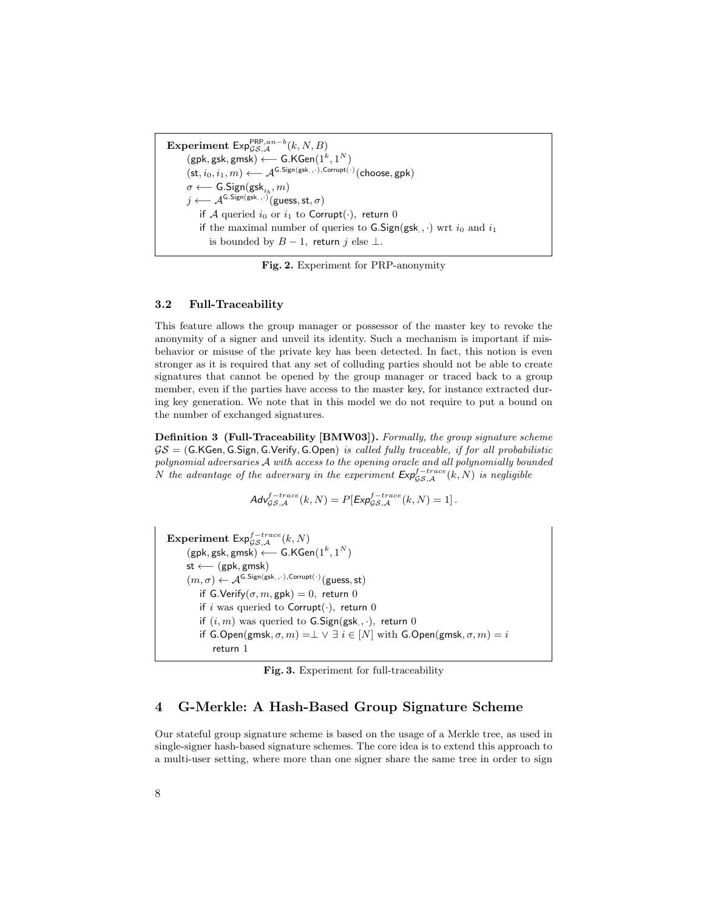**Experiment** $\mathsf{Exp}^{\mathsf{PRP},an-b}_{\mathcal{GS},\mathcal{A}}(k, N, B)$

$(\mathsf{gpk}, \mathsf{gsk}, \mathsf{gmsk}) \longleftarrow \mathsf{G.KGen}(1^k, 1^N)$

$(\mathsf{st}, i_0, i_1, m) \longleftarrow \mathcal{A}^{\mathsf{G.Sign}(\mathsf{gsk}_{\cdot},\cdot),\mathsf{Corrupt}(\cdot)}(\mathsf{choose}, \mathsf{gpk})$

$\sigma \longleftarrow \mathsf{G.Sign}(\mathsf{gsk}_{i_b}, m)$

$j \longleftarrow \mathcal{A}^{\mathsf{G.Sign}(\mathsf{gsk}_{\cdot},\cdot)}(\mathsf{guess}, \mathsf{st}, \sigma)$

if $\mathcal{A}$ queried $i_0$ or $i_1$ to $\mathsf{Corrupt}(\cdot)$, return $0$

if the maximal number of queries to $\mathsf{G.Sign}(\mathsf{gsk}_{\cdot}, \cdot)$ wrt $i_0$ and $i_1$ is bounded by $B - 1$, return $j$ else $\perp$.

**Fig. 2.** Experiment for PRP-anonymity

### 3.2 Full-Traceability

This feature allows the group manager or possessor of the master key to revoke the anonymity of a signer and unveil its identity. Such a mechanism is important if misbehavior or misuse of the private key has been detected. In fact, this notion is even stronger as it is required that any set of colluding parties should not be able to create signatures that cannot be opened by the group manager or traced back to a group member, even if the parties have access to the master key, for instance extracted during key generation. We note that in this model we do not require to put a bound on the number of exchanged signatures.

**Definition 3 (Full-Traceability [BMW03]).** *Formally, the group signature scheme $\mathcal{GS} = (\mathsf{G.KGen}, \mathsf{G.Sign}, \mathsf{G.Verify}, \mathsf{G.Open})$ is called fully traceable, if for all probabilistic polynomial adversaries $\mathcal{A}$ with access to the opening oracle and all polynomially bounded $N$ the advantage of the adversary in the experiment $\mathsf{Exp}^{f-trace}_{\mathcal{GS},\mathcal{A}}(k, N)$ is negligible*

$$\mathsf{Adv}^{f-trace}_{\mathcal{GS},\mathcal{A}}(k, N) = P[\mathsf{Exp}^{f-trace}_{\mathcal{GS},\mathcal{A}}(k, N) = 1] .$$

**Experiment** $\mathsf{Exp}^{f-trace}_{\mathcal{GS},\mathcal{A}}(k, N)$

$(\mathsf{gpk}, \mathsf{gsk}, \mathsf{gmsk}) \longleftarrow \mathsf{G.KGen}(1^k, 1^N)$

$\mathsf{st} \longleftarrow (\mathsf{gpk}, \mathsf{gmsk})$

$(m, \sigma) \leftarrow \mathcal{A}^{\mathsf{G.Sign}(\mathsf{gsk}_{\cdot},\cdot),\mathsf{Corrupt}(\cdot)}(\mathsf{guess}, \mathsf{st})$

if $\mathsf{G.Verify}(\sigma, m, \mathsf{gpk}) = 0$, return $0$

if $i$ was queried to $\mathsf{Corrupt}(\cdot)$, return $0$

if $(i, m)$ was queried to $\mathsf{G.Sign}(\mathsf{gsk}_{\cdot}, \cdot)$, return $0$

if $\mathsf{G.Open}(\mathsf{gmsk}, \sigma, m) = \perp \vee \exists\, i \in [N]$ with $\mathsf{G.Open}(\mathsf{gmsk}, \sigma, m) = i$

return $1$

**Fig. 3.** Experiment for full-traceability

## 4 G-Merkle: A Hash-Based Group Signature Scheme

Our stateful group signature scheme is based on the usage of a Merkle tree, as used in single-signer hash-based signature schemes. The core idea is to extend this approach to a multi-user setting, where more than one signer share the same tree in order to sign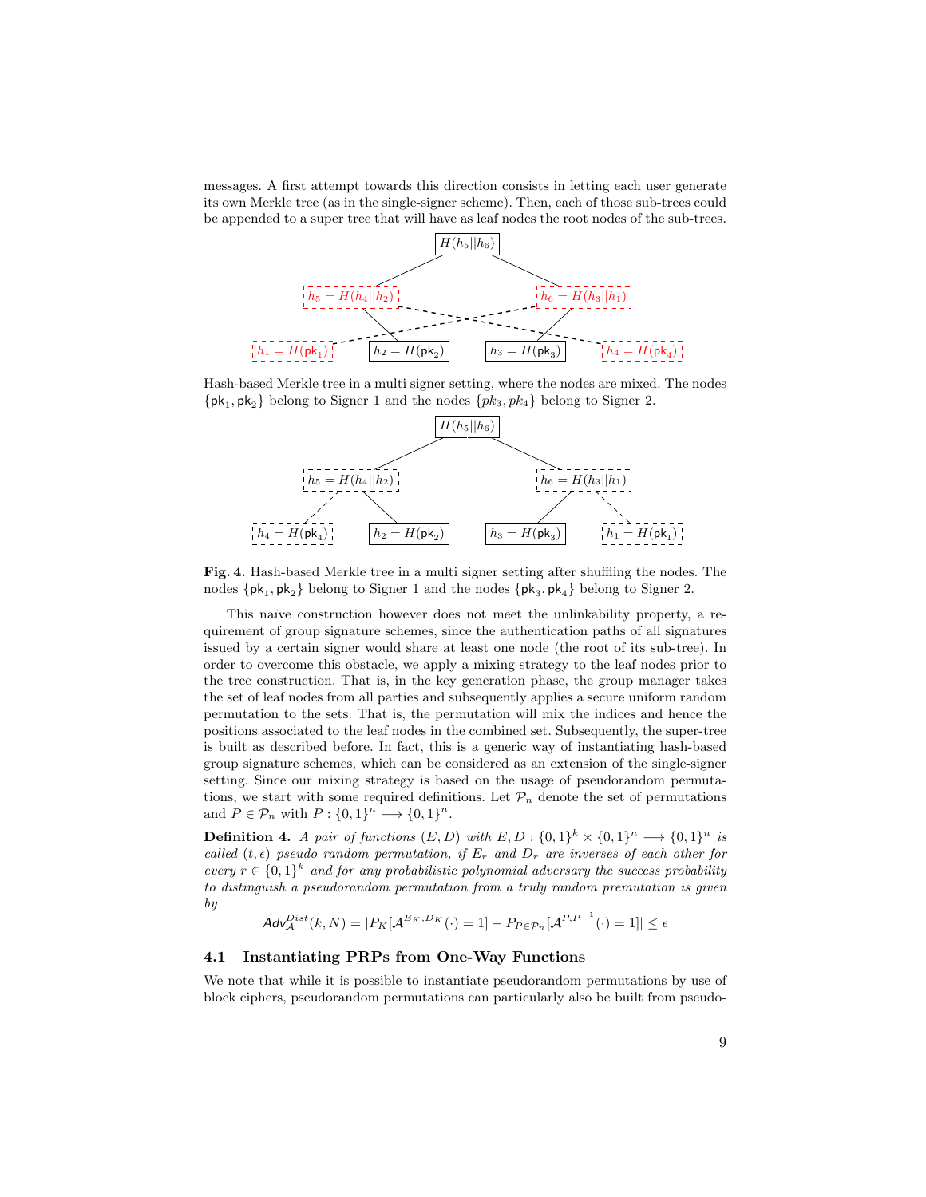messages. A first attempt towards this direction consists in letting each user generate its own Merkle tree (as in the single-signer scheme). Then, each of those sub-trees could be appended to a super tree that will have as leaf nodes the root nodes of the sub-trees.

Hash-based Merkle tree in a multi signer setting, where the nodes are mixed. The nodes $\{\mathsf{pk}_1, \mathsf{pk}_2\}$ belong to Signer 1 and the nodes $\{pk_3, pk_4\}$ belong to Signer 2.

**Fig. 4.** Hash-based Merkle tree in a multi signer setting after shuffling the nodes. The nodes $\{\mathsf{pk}_1, \mathsf{pk}_2\}$ belong to Signer 1 and the nodes $\{\mathsf{pk}_3, \mathsf{pk}_4\}$ belong to Signer 2.

This naïve construction however does not meet the unlinkability property, a requirement of group signature schemes, since the authentication paths of all signatures issued by a certain signer would share at least one node (the root of its sub-tree). In order to overcome this obstacle, we apply a mixing strategy to the leaf nodes prior to the tree construction. That is, in the key generation phase, the group manager takes the set of leaf nodes from all parties and subsequently applies a secure uniform random permutation to the sets. That is, the permutation will mix the indices and hence the positions associated to the leaf nodes in the combined set. Subsequently, the super-tree is built as described before. In fact, this is a generic way of instantiating hash-based group signature schemes, which can be considered as an extension of the single-signer setting. Since our mixing strategy is based on the usage of pseudorandom permutations, we start with some required definitions. Let $\mathcal{P}_n$ denote the set of permutations and $P \in \mathcal{P}_n$ with $P : \{0,1\}^n \longrightarrow \{0,1\}^n$.

**Definition 4.** *A pair of functions $(E, D)$ with $E, D : \{0,1\}^k \times \{0,1\}^n \longrightarrow \{0,1\}^n$ is called $(t, \epsilon)$ pseudo random permutation, if $E_r$ and $D_r$ are inverses of each other for every $r \in \{0,1\}^k$ and for any probabilistic polynomial adversary the success probability to distinguish a pseudorandom permutation from a truly random premutation is given by*

$$\mathsf{Adv}_{\mathcal{A}}^{Dist}(k, N) = |P_K[\mathcal{A}^{E_K, D_K}(\cdot) = 1] - P_{P \in \mathcal{P}_n}[\mathcal{A}^{P, P^{-1}}(\cdot) = 1]| \leq \epsilon$$

### 4.1 Instantiating PRPs from One-Way Functions

We note that while it is possible to instantiate pseudorandom permutations by use of block ciphers, pseudorandom permutations can particularly also be built from pseudo-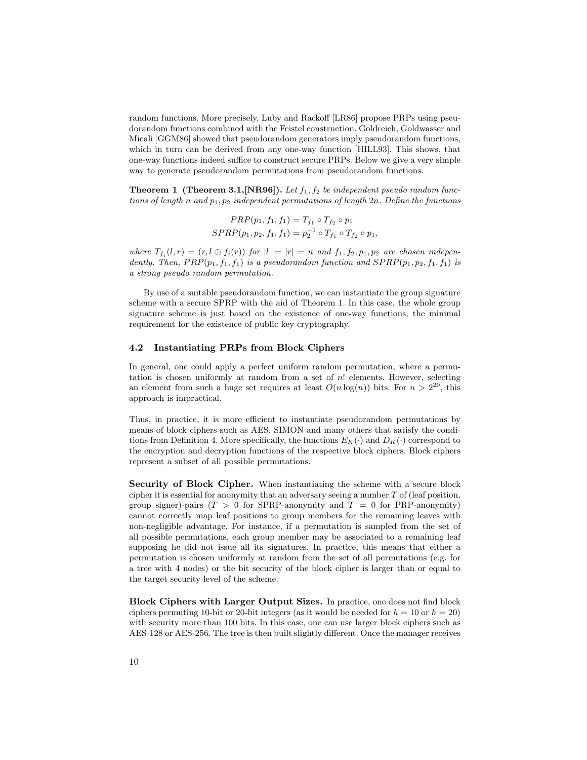random functions. More precisely, Luby and Rackoff [LR86] propose PRPs using pseudorandom functions combined with the Feistel construction. Goldreich, Goldwasser and Micali [GGM86] showed that pseudorandom generators imply pseudorandom functions, which in turn can be derived from any one-way function [HILL93]. This shows, that one-way functions indeed suffice to construct secure PRPs. Below we give a very simple way to generate pseudorandom permutations from pseudorandom functions.

**Theorem 1 (Theorem 3.1,[NR96]).** *Let $f_1, f_2$ be independent pseudo random functions of length $n$ and $p_1, p_2$ independent permutations of length $2n$. Define the functions*

$$PRP(p_1, f_1, f_1) = T_{f_1} \circ T_{f_2} \circ p_1$$
$$SPRP(p_1, p_2, f_1, f_1) = p_2^{-1} \circ T_{f_1} \circ T_{f_2} \circ p_1,$$

*where $T_{f_i}(l, r) = (r, l \oplus f_i(r))$ for $|l| = |r| = n$ and $f_1, f_2, p_1, p_2$ are chosen independently. Then, $PRP(p_1, f_1, f_1)$ is a pseudorandom function and $SPRP(p_1, p_2, f_1, f_1)$ is a strong pseudo random permutation.*

By use of a suitable pseudorandom function, we can instantiate the group signature scheme with a secure SPRP with the aid of Theorem 1. In this case, the whole group signature scheme is just based on the existence of one-way functions, the minimal requirement for the existence of public key cryptography.

## 4.2 Instantiating PRPs from Block Ciphers

In general, one could apply a perfect uniform random permutation, where a permutation is chosen uniformly at random from a set of $n!$ elements. However, selecting an element from such a huge set requires at least $O(n \log(n))$ bits. For $n > 2^{20}$, this approach is impractical.

Thus, in practice, it is more efficient to instantiate pseudorandom permutations by means of block ciphers such as AES, SIMON and many others that satisfy the conditions from Definition 4. More specifically, the functions $E_K(\cdot)$ and $D_K(\cdot)$ correspond to the encryption and decryption functions of the respective block ciphers. Block ciphers represent a subset of all possible permutations.

**Security of Block Cipher.** When instantiating the scheme with a secure block cipher it is essential for anonymity that an adversary seeing a number $T$ of (leaf position, group signer)-pairs ($T > 0$ for SPRP-anonymity and $T = 0$ for PRP-anonymity) cannot correctly map leaf positions to group members for the remaining leaves with non-negligible advantage. For instance, if a permutation is sampled from the set of all possible permutations, each group member may be associated to a remaining leaf supposing he did not issue all its signatures. In practice, this means that either a permutation is chosen uniformly at random from the set of all permutations (e.g. for a tree with 4 nodes) or the bit security of the block cipher is larger than or equal to the target security level of the scheme.

**Block Ciphers with Larger Output Sizes.** In practice, one does not find block ciphers permuting 10-bit or 20-bit integers (as it would be needed for $h = 10$ or $h = 20$) with security more than 100 bits. In this case, one can use larger block ciphers such as AES-128 or AES-256. The tree is then built slightly different. Once the manager receives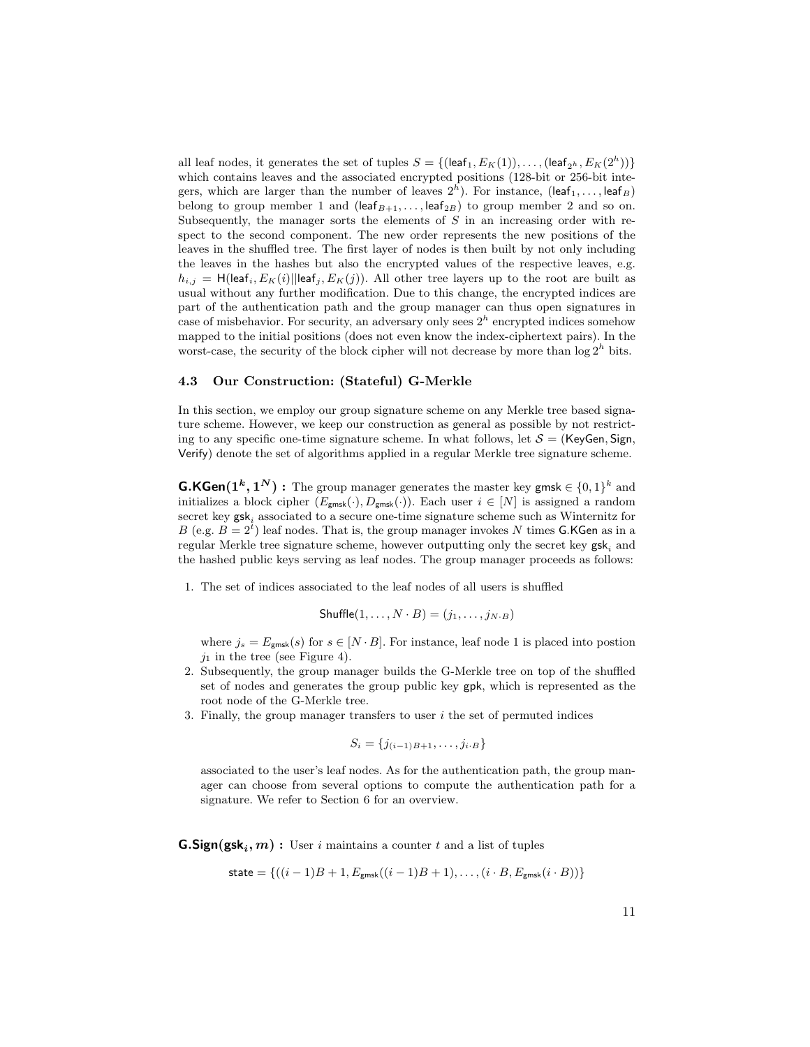all leaf nodes, it generates the set of tuples $S = \{(\mathsf{leaf}_1, E_K(1)), \ldots, (\mathsf{leaf}_{2^h}, E_K(2^h))\}$ which contains leaves and the associated encrypted positions (128-bit or 256-bit integers, which are larger than the number of leaves $2^h$). For instance, $(\mathsf{leaf}_1, \ldots, \mathsf{leaf}_B)$ belong to group member 1 and $(\mathsf{leaf}_{B+1}, \ldots, \mathsf{leaf}_{2B})$ to group member 2 and so on. Subsequently, the manager sorts the elements of $S$ in an increasing order with respect to the second component. The new order represents the new positions of the leaves in the shuffled tree. The first layer of nodes is then built by not only including the leaves in the hashes but also the encrypted values of the respective leaves, e.g. $h_{i,j} = \mathsf{H}(\mathsf{leaf}_i, E_K(i) || \mathsf{leaf}_j, E_K(j))$. All other tree layers up to the root are built as usual without any further modification. Due to this change, the encrypted indices are part of the authentication path and the group manager can thus open signatures in case of misbehavior. For security, an adversary only sees $2^h$ encrypted indices somehow mapped to the initial positions (does not even know the index-ciphertext pairs). In the worst-case, the security of the block cipher will not decrease by more than $\log 2^h$ bits.

### 4.3 Our Construction: (Stateful) G-Merkle

In this section, we employ our group signature scheme on any Merkle tree based signature scheme. However, we keep our construction as general as possible by not restricting to any specific one-time signature scheme. In what follows, let $\mathcal{S} = (\mathsf{KeyGen}, \mathsf{Sign}, \mathsf{Verify})$ denote the set of algorithms applied in a regular Merkle tree signature scheme.

**$\mathsf{G.KGen}(1^k, 1^N)$ :** The group manager generates the master key $\mathsf{gmsk} \in \{0,1\}^k$ and initializes a block cipher $(E_{\mathsf{gmsk}}(\cdot), D_{\mathsf{gmsk}}(\cdot))$. Each user $i \in [N]$ is assigned a random secret key $\mathsf{gsk}_i$ associated to a secure one-time signature scheme such as Winternitz for $B$ (e.g. $B = 2^t$) leaf nodes. That is, the group manager invokes $N$ times $\mathsf{G.KGen}$ as in a regular Merkle tree signature scheme, however outputting only the secret key $\mathsf{gsk}_i$ and the hashed public keys serving as leaf nodes. The group manager proceeds as follows:

1. The set of indices associated to the leaf nodes of all users is shuffled

$$\mathsf{Shuffle}(1, \ldots, N \cdot B) = (j_1, \ldots, j_{N \cdot B})$$

   where $j_s = E_{\mathsf{gmsk}}(s)$ for $s \in [N \cdot B]$. For instance, leaf node 1 is placed into postion $j_1$ in the tree (see Figure 4).
2. Subsequently, the group manager builds the G-Merkle tree on top of the shuffled set of nodes and generates the group public key $\mathsf{gpk}$, which is represented as the root node of the G-Merkle tree.
3. Finally, the group manager transfers to user $i$ the set of permuted indices

$$S_i = \{j_{(i-1)B+1}, \ldots, j_{i \cdot B}\}$$

   associated to the user's leaf nodes. As for the authentication path, the group manager can choose from several options to compute the authentication path for a signature. We refer to Section 6 for an overview.

**$\mathsf{G.Sign}(\mathsf{gsk}_i, m)$ :** User $i$ maintains a counter $t$ and a list of tuples

$$\mathsf{state} = \{((i-1)B+1, E_{\mathsf{gmsk}}((i-1)B+1), \ldots, (i \cdot B, E_{\mathsf{gmsk}}(i \cdot B))\}$$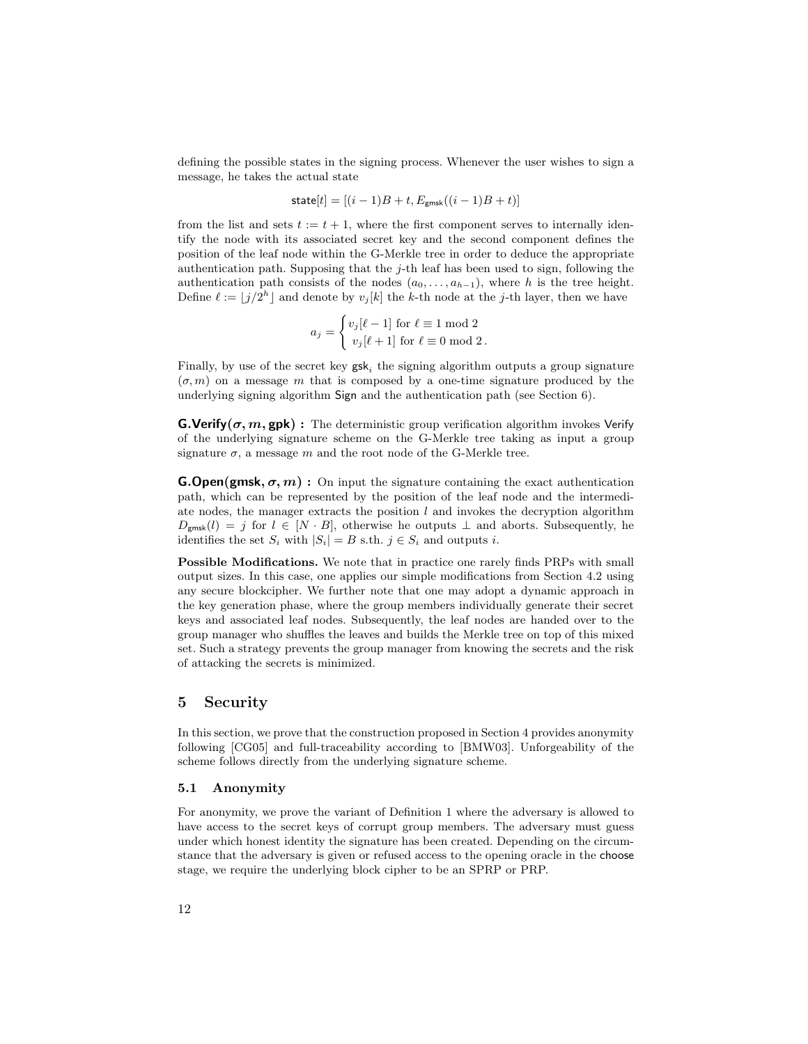defining the possible states in the signing process. Whenever the user wishes to sign a message, he takes the actual state

$$\mathsf{state}[t] = [(i-1)B + t, E_{\mathsf{gmsk}}((i-1)B + t)]$$

from the list and sets $t := t + 1$, where the first component serves to internally identify the node with its associated secret key and the second component defines the position of the leaf node within the G-Merkle tree in order to deduce the appropriate authentication path. Supposing that the $j$-th leaf has been used to sign, following the authentication path consists of the nodes $(a_0, \ldots, a_{h-1})$, where $h$ is the tree height. Define $\ell := \lfloor j/2^h \rfloor$ and denote by $v_j[k]$ the $k$-th node at the $j$-th layer, then we have

$$a_j = \begin{cases} v_j[\ell - 1] \text{ for } \ell \equiv 1 \bmod 2 \\ v_j[\ell + 1] \text{ for } \ell \equiv 0 \bmod 2 \,. \end{cases}$$

Finally, by use of the secret key $\mathsf{gsk}_i$ the signing algorithm outputs a group signature $(\sigma, m)$ on a message $m$ that is composed by a one-time signature produced by the underlying signing algorithm Sign and the authentication path (see Section 6).

**G.Verify($\sigma, m$, gpk) :** The deterministic group verification algorithm invokes Verify of the underlying signature scheme on the G-Merkle tree taking as input a group signature $\sigma$, a message $m$ and the root node of the G-Merkle tree.

**G.Open(gmsk, $\sigma, m$) :** On input the signature containing the exact authentication path, which can be represented by the position of the leaf node and the intermediate nodes, the manager extracts the position $l$ and invokes the decryption algorithm $D_{\mathsf{gmsk}}(l) = j$ for $l \in [N \cdot B]$, otherwise he outputs $\perp$ and aborts. Subsequently, he identifies the set $S_i$ with $|S_i| = B$ s.th. $j \in S_i$ and outputs $i$.

**Possible Modifications.** We note that in practice one rarely finds PRPs with small output sizes. In this case, one applies our simple modifications from Section 4.2 using any secure blockcipher. We further note that one may adopt a dynamic approach in the key generation phase, where the group members individually generate their secret keys and associated leaf nodes. Subsequently, the leaf nodes are handed over to the group manager who shuffles the leaves and builds the Merkle tree on top of this mixed set. Such a strategy prevents the group manager from knowing the secrets and the risk of attacking the secrets is minimized.

# 5 Security

In this section, we prove that the construction proposed in Section 4 provides anonymity following [CG05] and full-traceability according to [BMW03]. Unforgeability of the scheme follows directly from the underlying signature scheme.

## 5.1 Anonymity

For anonymity, we prove the variant of Definition 1 where the adversary is allowed to have access to the secret keys of corrupt group members. The adversary must guess under which honest identity the signature has been created. Depending on the circumstance that the adversary is given or refused access to the opening oracle in the choose stage, we require the underlying block cipher to be an SPRP or PRP.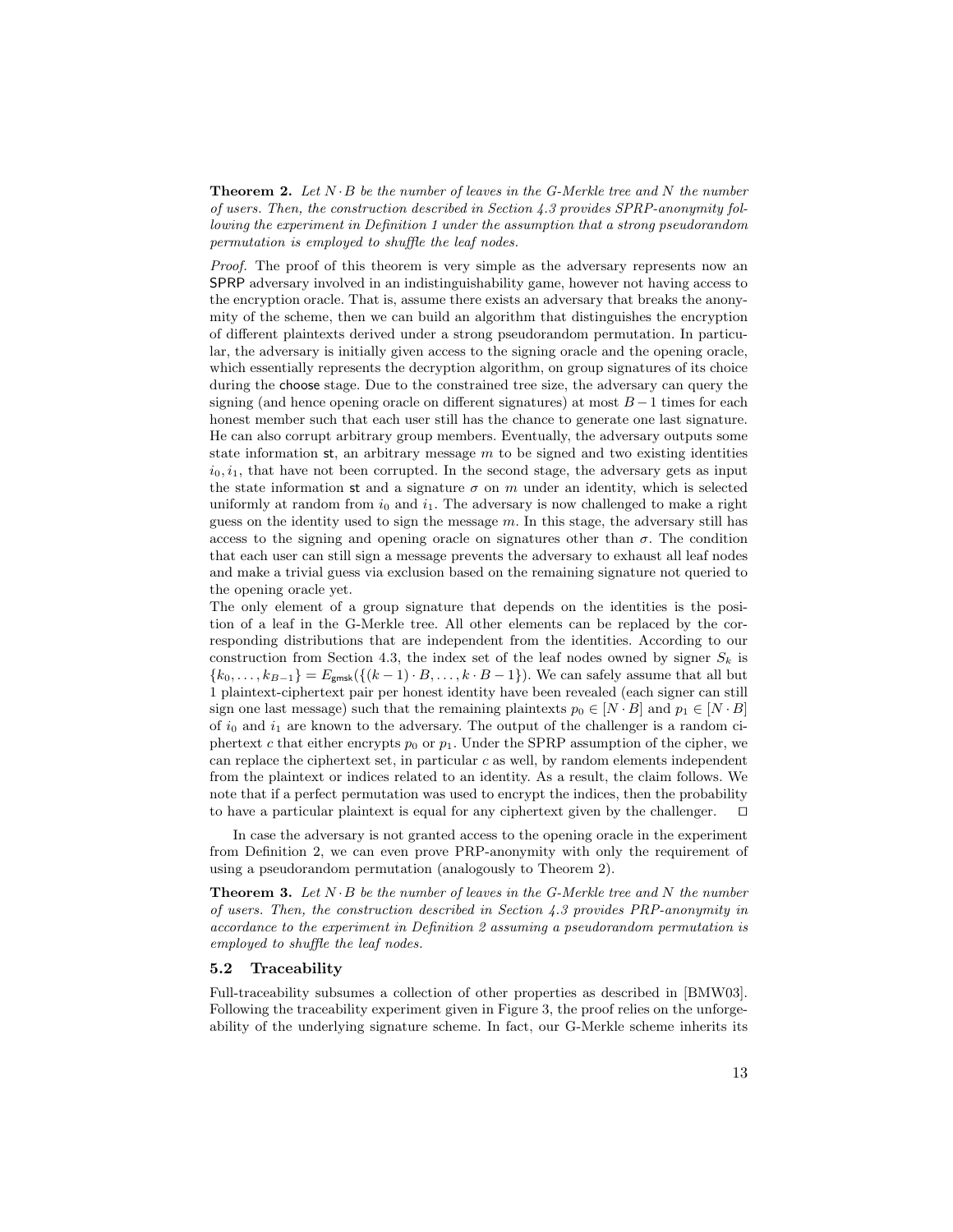**Theorem 2.** *Let $N \cdot B$ be the number of leaves in the G-Merkle tree and $N$ the number of users. Then, the construction described in Section 4.3 provides SPRP-anonymity following the experiment in Definition 1 under the assumption that a strong pseudorandom permutation is employed to shuffle the leaf nodes.*

*Proof.* The proof of this theorem is very simple as the adversary represents now an SPRP adversary involved in an indistinguishability game, however not having access to the encryption oracle. That is, assume there exists an adversary that breaks the anonymity of the scheme, then we can build an algorithm that distinguishes the encryption of different plaintexts derived under a strong pseudorandom permutation. In particular, the adversary is initially given access to the signing oracle and the opening oracle, which essentially represents the decryption algorithm, on group signatures of its choice during the choose stage. Due to the constrained tree size, the adversary can query the signing (and hence opening oracle on different signatures) at most $B-1$ times for each honest member such that each user still has the chance to generate one last signature. He can also corrupt arbitrary group members. Eventually, the adversary outputs some state information st, an arbitrary message $m$ to be signed and two existing identities $i_0, i_1$, that have not been corrupted. In the second stage, the adversary gets as input the state information st and a signature $\sigma$ on $m$ under an identity, which is selected uniformly at random from $i_0$ and $i_1$. The adversary is now challenged to make a right guess on the identity used to sign the message $m$. In this stage, the adversary still has access to the signing and opening oracle on signatures other than $\sigma$. The condition that each user can still sign a message prevents the adversary to exhaust all leaf nodes and make a trivial guess via exclusion based on the remaining signature not queried to the opening oracle yet.

The only element of a group signature that depends on the identities is the position of a leaf in the G-Merkle tree. All other elements can be replaced by the corresponding distributions that are independent from the identities. According to our construction from Section 4.3, the index set of the leaf nodes owned by signer $S_k$ is $\{k_0, \ldots, k_{B-1}\} = E_{\mathsf{gmsk}}(\{(k-1) \cdot B, \ldots, k \cdot B - 1\})$. We can safely assume that all but 1 plaintext-ciphertext pair per honest identity have been revealed (each signer can still sign one last message) such that the remaining plaintexts $p_0 \in [N \cdot B]$ and $p_1 \in [N \cdot B]$ of $i_0$ and $i_1$ are known to the adversary. The output of the challenger is a random ciphertext $c$ that either encrypts $p_0$ or $p_1$. Under the SPRP assumption of the cipher, we can replace the ciphertext set, in particular $c$ as well, by random elements independent from the plaintext or indices related to an identity. As a result, the claim follows. We note that if a perfect permutation was used to encrypt the indices, then the probability to have a particular plaintext is equal for any ciphertext given by the challenger. ☐

In case the adversary is not granted access to the opening oracle in the experiment from Definition 2, we can even prove PRP-anonymity with only the requirement of using a pseudorandom permutation (analogously to Theorem 2).

**Theorem 3.** *Let $N \cdot B$ be the number of leaves in the G-Merkle tree and $N$ the number of users. Then, the construction described in Section 4.3 provides PRP-anonymity in accordance to the experiment in Definition 2 assuming a pseudorandom permutation is employed to shuffle the leaf nodes.*

### 5.2 Traceability

Full-traceability subsumes a collection of other properties as described in [BMW03]. Following the traceability experiment given in Figure 3, the proof relies on the unforgeability of the underlying signature scheme. In fact, our G-Merkle scheme inherits its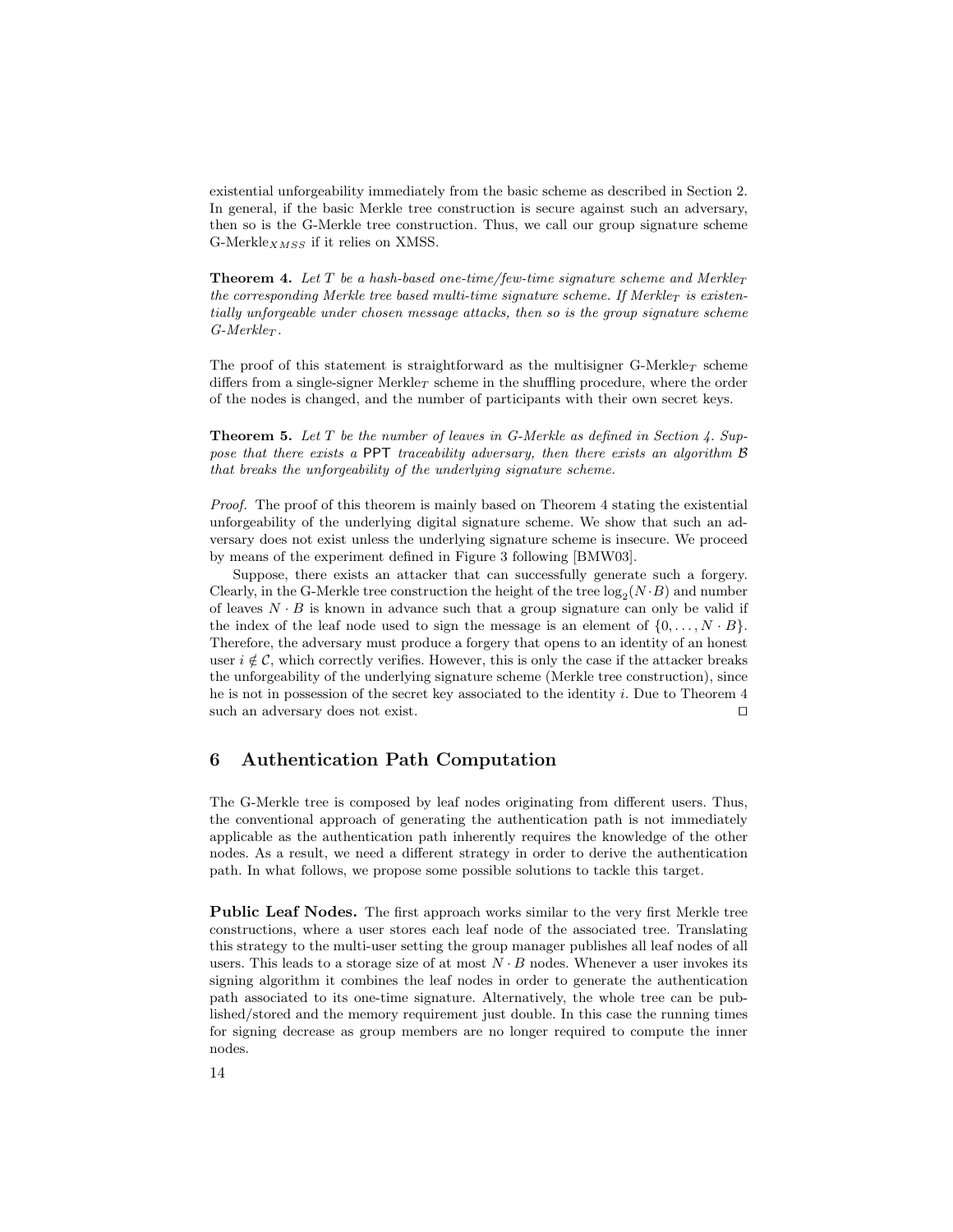existential unforgeability immediately from the basic scheme as described in Section 2. In general, if the basic Merkle tree construction is secure against such an adversary, then so is the G-Merkle tree construction. Thus, we call our group signature scheme G-Merkle$_{XMSS}$ if it relies on XMSS.

**Theorem 4.** *Let $T$ be a hash-based one-time/few-time signature scheme and Merkle$_T$ the corresponding Merkle tree based multi-time signature scheme. If Merkle$_T$ is existentially unforgeable under chosen message attacks, then so is the group signature scheme G-Merkle$_T$.*

The proof of this statement is straightforward as the multisigner G-Merkle$_T$ scheme differs from a single-signer Merkle$_T$ scheme in the shuffling procedure, where the order of the nodes is changed, and the number of participants with their own secret keys.

**Theorem 5.** *Let $T$ be the number of leaves in G-Merkle as defined in Section 4. Suppose that there exists a* PPT *traceability adversary, then there exists an algorithm $\mathcal{B}$ that breaks the unforgeability of the underlying signature scheme.*

*Proof.* The proof of this theorem is mainly based on Theorem 4 stating the existential unforgeability of the underlying digital signature scheme. We show that such an adversary does not exist unless the underlying signature scheme is insecure. We proceed by means of the experiment defined in Figure 3 following [BMW03].

Suppose, there exists an attacker that can successfully generate such a forgery. Clearly, in the G-Merkle tree construction the height of the tree $\log_2(N \cdot B)$ and number of leaves $N \cdot B$ is known in advance such that a group signature can only be valid if the index of the leaf node used to sign the message is an element of $\{0, \ldots, N \cdot B\}$. Therefore, the adversary must produce a forgery that opens to an identity of an honest user $i \notin \mathcal{C}$, which correctly verifies. However, this is only the case if the attacker breaks the unforgeability of the underlying signature scheme (Merkle tree construction), since he is not in possession of the secret key associated to the identity $i$. Due to Theorem 4 such an adversary does not exist. ⊓⊔

## 6 Authentication Path Computation

The G-Merkle tree is composed by leaf nodes originating from different users. Thus, the conventional approach of generating the authentication path is not immediately applicable as the authentication path inherently requires the knowledge of the other nodes. As a result, we need a different strategy in order to derive the authentication path. In what follows, we propose some possible solutions to tackle this target.

**Public Leaf Nodes.** The first approach works similar to the very first Merkle tree constructions, where a user stores each leaf node of the associated tree. Translating this strategy to the multi-user setting the group manager publishes all leaf nodes of all users. This leads to a storage size of at most $N \cdot B$ nodes. Whenever a user invokes its signing algorithm it combines the leaf nodes in order to generate the authentication path associated to its one-time signature. Alternatively, the whole tree can be published/stored and the memory requirement just double. In this case the running times for signing decrease as group members are no longer required to compute the inner nodes.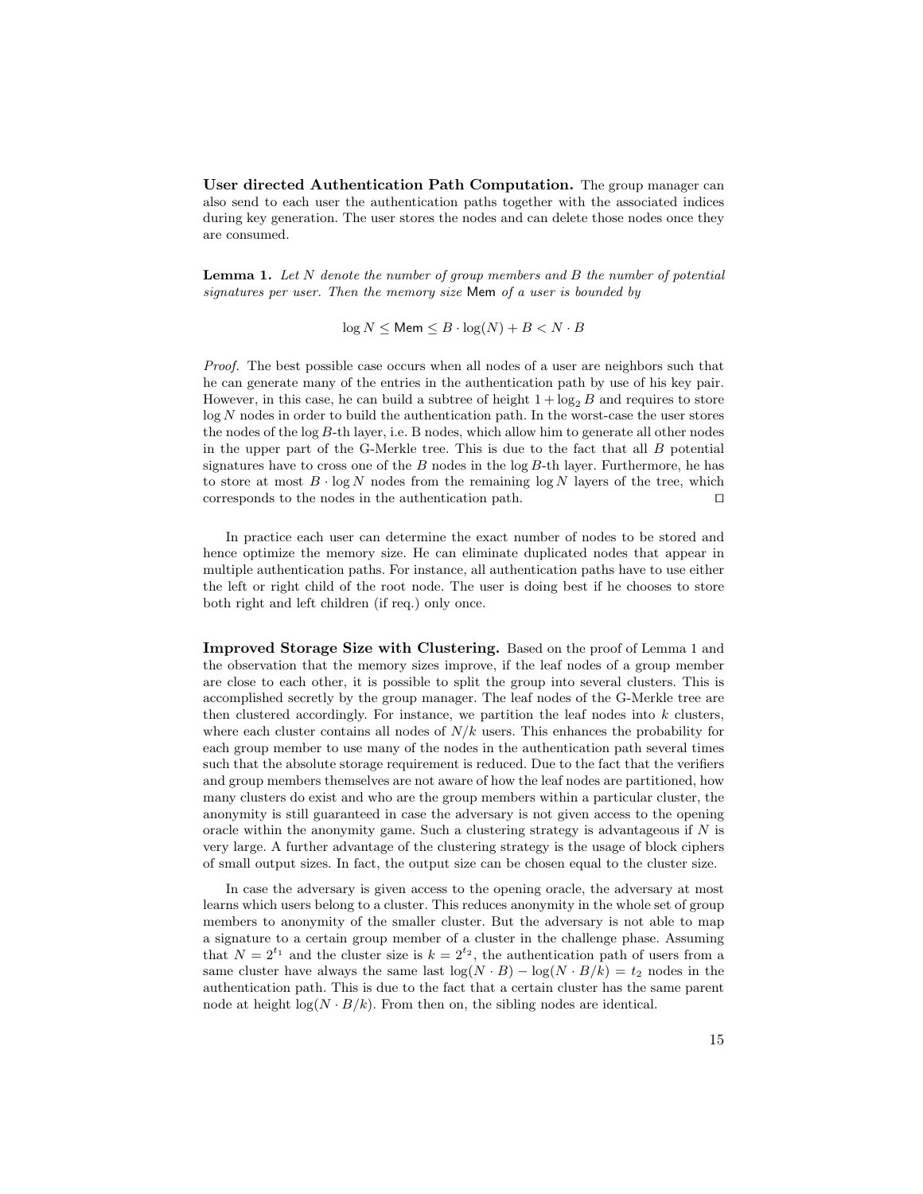**User directed Authentication Path Computation.** The group manager can also send to each user the authentication paths together with the associated indices during key generation. The user stores the nodes and can delete those nodes once they are consumed.

**Lemma 1.** *Let $N$ denote the number of group members and $B$ the number of potential signatures per user. Then the memory size* Mem *of a user is bounded by*

$$\log N \leq \mathsf{Mem} \leq B \cdot \log(N) + B < N \cdot B$$

*Proof.* The best possible case occurs when all nodes of a user are neighbors such that he can generate many of the entries in the authentication path by use of his key pair. However, in this case, he can build a subtree of height $1 + \log_2 B$ and requires to store $\log N$ nodes in order to build the authentication path. In the worst-case the user stores the nodes of the $\log B$-th layer, i.e. B nodes, which allow him to generate all other nodes in the upper part of the G-Merkle tree. This is due to the fact that all $B$ potential signatures have to cross one of the $B$ nodes in the $\log B$-th layer. Furthermore, he has to store at most $B \cdot \log N$ nodes from the remaining $\log N$ layers of the tree, which corresponds to the nodes in the authentication path. ⊓⊔

In practice each user can determine the exact number of nodes to be stored and hence optimize the memory size. He can eliminate duplicated nodes that appear in multiple authentication paths. For instance, all authentication paths have to use either the left or right child of the root node. The user is doing best if he chooses to store both right and left children (if req.) only once.

**Improved Storage Size with Clustering.** Based on the proof of Lemma 1 and the observation that the memory sizes improve, if the leaf nodes of a group member are close to each other, it is possible to split the group into several clusters. This is accomplished secretly by the group manager. The leaf nodes of the G-Merkle tree are then clustered accordingly. For instance, we partition the leaf nodes into $k$ clusters, where each cluster contains all nodes of $N/k$ users. This enhances the probability for each group member to use many of the nodes in the authentication path several times such that the absolute storage requirement is reduced. Due to the fact that the verifiers and group members themselves are not aware of how the leaf nodes are partitioned, how many clusters do exist and who are the group members within a particular cluster, the anonymity is still guaranteed in case the adversary is not given access to the opening oracle within the anonymity game. Such a clustering strategy is advantageous if $N$ is very large. A further advantage of the clustering strategy is the usage of block ciphers of small output sizes. In fact, the output size can be chosen equal to the cluster size.

In case the adversary is given access to the opening oracle, the adversary at most learns which users belong to a cluster. This reduces anonymity in the whole set of group members to anonymity of the smaller cluster. But the adversary is not able to map a signature to a certain group member of a cluster in the challenge phase. Assuming that $N = 2^{t_1}$ and the cluster size is $k = 2^{t_2}$, the authentication path of users from a same cluster have always the same last $\log(N \cdot B) - \log(N \cdot B/k) = t_2$ nodes in the authentication path. This is due to the fact that a certain cluster has the same parent node at height $\log(N \cdot B/k)$. From then on, the sibling nodes are identical.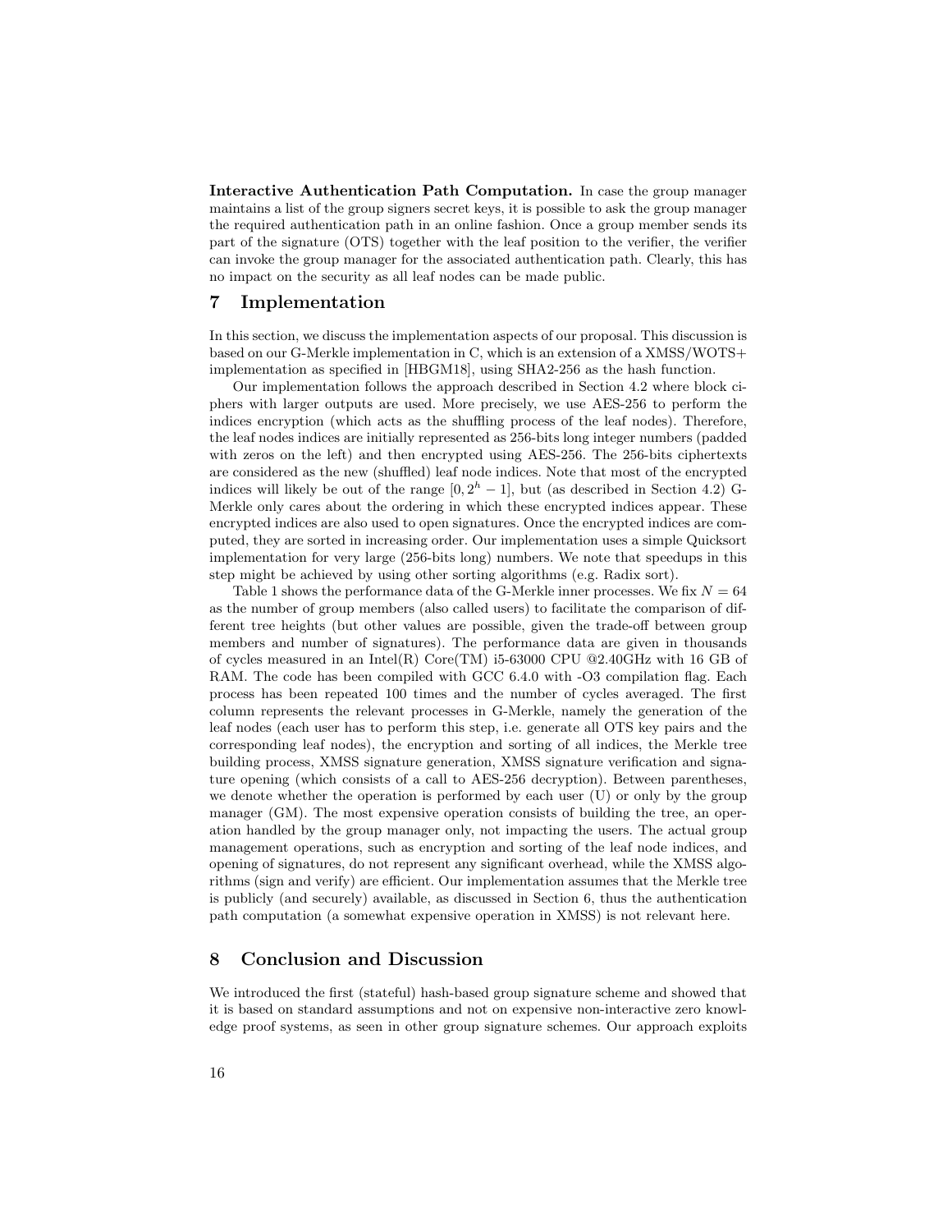**Interactive Authentication Path Computation.** In case the group manager maintains a list of the group signers secret keys, it is possible to ask the group manager the required authentication path in an online fashion. Once a group member sends its part of the signature (OTS) together with the leaf position to the verifier, the verifier can invoke the group manager for the associated authentication path. Clearly, this has no impact on the security as all leaf nodes can be made public.

## 7 Implementation

In this section, we discuss the implementation aspects of our proposal. This discussion is based on our G-Merkle implementation in C, which is an extension of a XMSS/WOTS+ implementation as specified in [HBGM18], using SHA2-256 as the hash function.

Our implementation follows the approach described in Section 4.2 where block ciphers with larger outputs are used. More precisely, we use AES-256 to perform the indices encryption (which acts as the shuffling process of the leaf nodes). Therefore, the leaf nodes indices are initially represented as 256-bits long integer numbers (padded with zeros on the left) and then encrypted using AES-256. The 256-bits ciphertexts are considered as the new (shuffled) leaf node indices. Note that most of the encrypted indices will likely be out of the range $[0, 2^h - 1]$, but (as described in Section 4.2) G-Merkle only cares about the ordering in which these encrypted indices appear. These encrypted indices are also used to open signatures. Once the encrypted indices are computed, they are sorted in increasing order. Our implementation uses a simple Quicksort implementation for very large (256-bits long) numbers. We note that speedups in this step might be achieved by using other sorting algorithms (e.g. Radix sort).

Table 1 shows the performance data of the G-Merkle inner processes. We fix $N = 64$ as the number of group members (also called users) to facilitate the comparison of different tree heights (but other values are possible, given the trade-off between group members and number of signatures). The performance data are given in thousands of cycles measured in an Intel(R) Core(TM) i5-63000 CPU @2.40GHz with 16 GB of RAM. The code has been compiled with GCC 6.4.0 with -O3 compilation flag. Each process has been repeated 100 times and the number of cycles averaged. The first column represents the relevant processes in G-Merkle, namely the generation of the leaf nodes (each user has to perform this step, i.e. generate all OTS key pairs and the corresponding leaf nodes), the encryption and sorting of all indices, the Merkle tree building process, XMSS signature generation, XMSS signature verification and signature opening (which consists of a call to AES-256 decryption). Between parentheses, we denote whether the operation is performed by each user (U) or only by the group manager (GM). The most expensive operation consists of building the tree, an operation handled by the group manager only, not impacting the users. The actual group management operations, such as encryption and sorting of the leaf node indices, and opening of signatures, do not represent any significant overhead, while the XMSS algorithms (sign and verify) are efficient. Our implementation assumes that the Merkle tree is publicly (and securely) available, as discussed in Section 6, thus the authentication path computation (a somewhat expensive operation in XMSS) is not relevant here.

## 8 Conclusion and Discussion

We introduced the first (stateful) hash-based group signature scheme and showed that it is based on standard assumptions and not on expensive non-interactive zero knowledge proof systems, as seen in other group signature schemes. Our approach exploits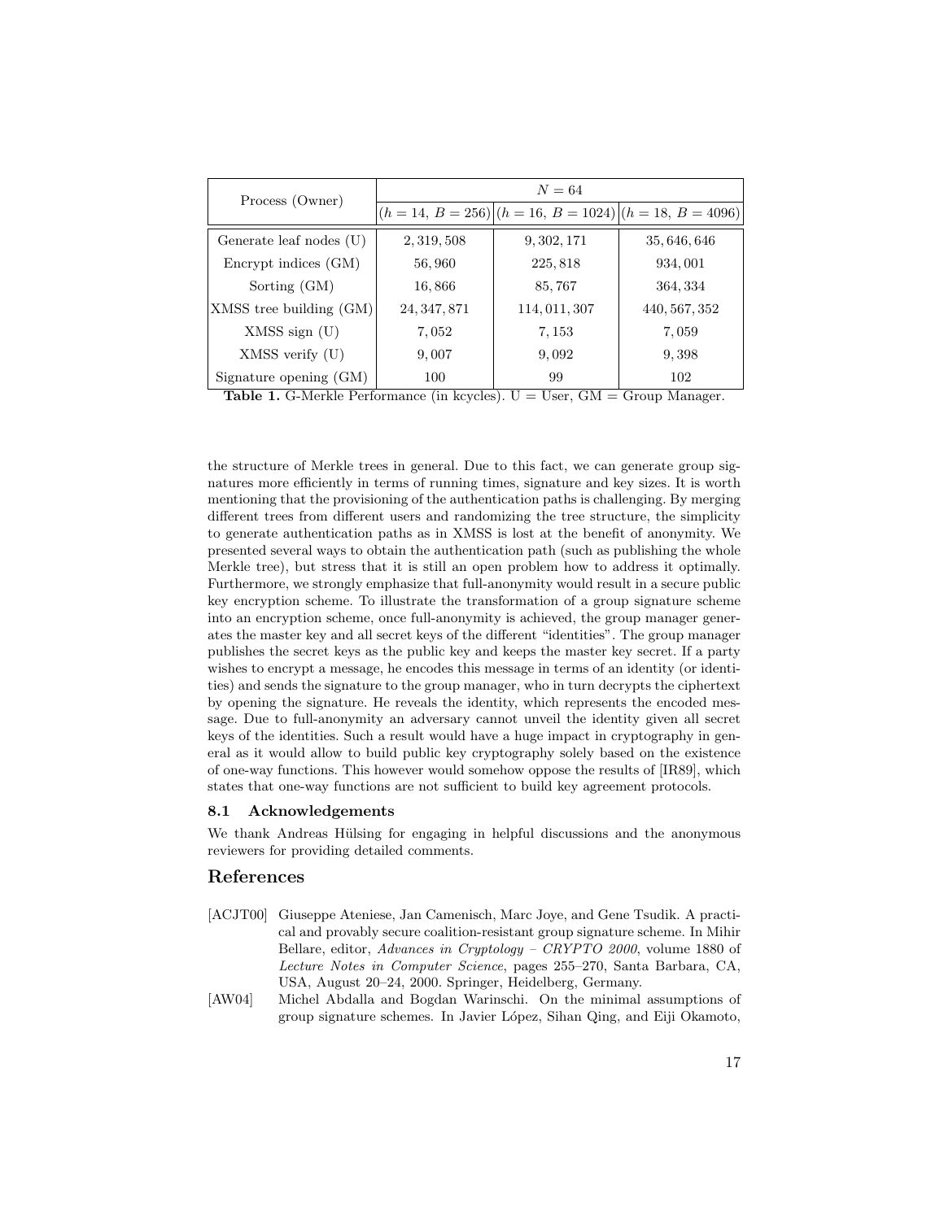| Process (Owner) | $N = 64$ | | |
| --- | --- | --- | --- |
| | $(h = 14,\ B = 256)$ | $(h = 16,\ B = 1024)$ | $(h = 18,\ B = 4096)$ |
| Generate leaf nodes (U) | $2,319,508$ | $9,302,171$ | $35,646,646$ |
| Encrypt indices (GM) | $56,960$ | $225,818$ | $934,001$ |
| Sorting (GM) | $16,866$ | $85,767$ | $364,334$ |
| XMSS tree building (GM) | $24,347,871$ | $114,011,307$ | $440,567,352$ |
| XMSS sign (U) | $7,052$ | $7,153$ | $7,059$ |
| XMSS verify (U) | $9,007$ | $9,092$ | $9,398$ |
| Signature opening (GM) | $100$ | $99$ | $102$ |

**Table 1.** G-Merkle Performance (in kcycles). U = User, GM = Group Manager.

the structure of Merkle trees in general. Due to this fact, we can generate group signatures more efficiently in terms of running times, signature and key sizes. It is worth mentioning that the provisioning of the authentication paths is challenging. By merging different trees from different users and randomizing the tree structure, the simplicity to generate authentication paths as in XMSS is lost at the benefit of anonymity. We presented several ways to obtain the authentication path (such as publishing the whole Merkle tree), but stress that it is still an open problem how to address it optimally. Furthermore, we strongly emphasize that full-anonymity would result in a secure public key encryption scheme. To illustrate the transformation of a group signature scheme into an encryption scheme, once full-anonymity is achieved, the group manager generates the master key and all secret keys of the different "identities". The group manager publishes the secret keys as the public key and keeps the master key secret. If a party wishes to encrypt a message, he encodes this message in terms of an identity (or identities) and sends the signature to the group manager, who in turn decrypts the ciphertext by opening the signature. He reveals the identity, which represents the encoded message. Due to full-anonymity an adversary cannot unveil the identity given all secret keys of the identities. Such a result would have a huge impact in cryptography in general as it would allow to build public key cryptography solely based on the existence of one-way functions. This however would somehow oppose the results of [IR89], which states that one-way functions are not sufficient to build key agreement protocols.

### 8.1 Acknowledgements

We thank Andreas Hülsing for engaging in helpful discussions and the anonymous reviewers for providing detailed comments.

## References

[ACJT00] Giuseppe Ateniese, Jan Camenisch, Marc Joye, and Gene Tsudik. A practical and provably secure coalition-resistant group signature scheme. In Mihir Bellare, editor, *Advances in Cryptology – CRYPTO 2000*, volume 1880 of *Lecture Notes in Computer Science*, pages 255–270, Santa Barbara, CA, USA, August 20–24, 2000. Springer, Heidelberg, Germany.

[AW04] Michel Abdalla and Bogdan Warinschi. On the minimal assumptions of group signature schemes. In Javier López, Sihan Qing, and Eiji Okamoto,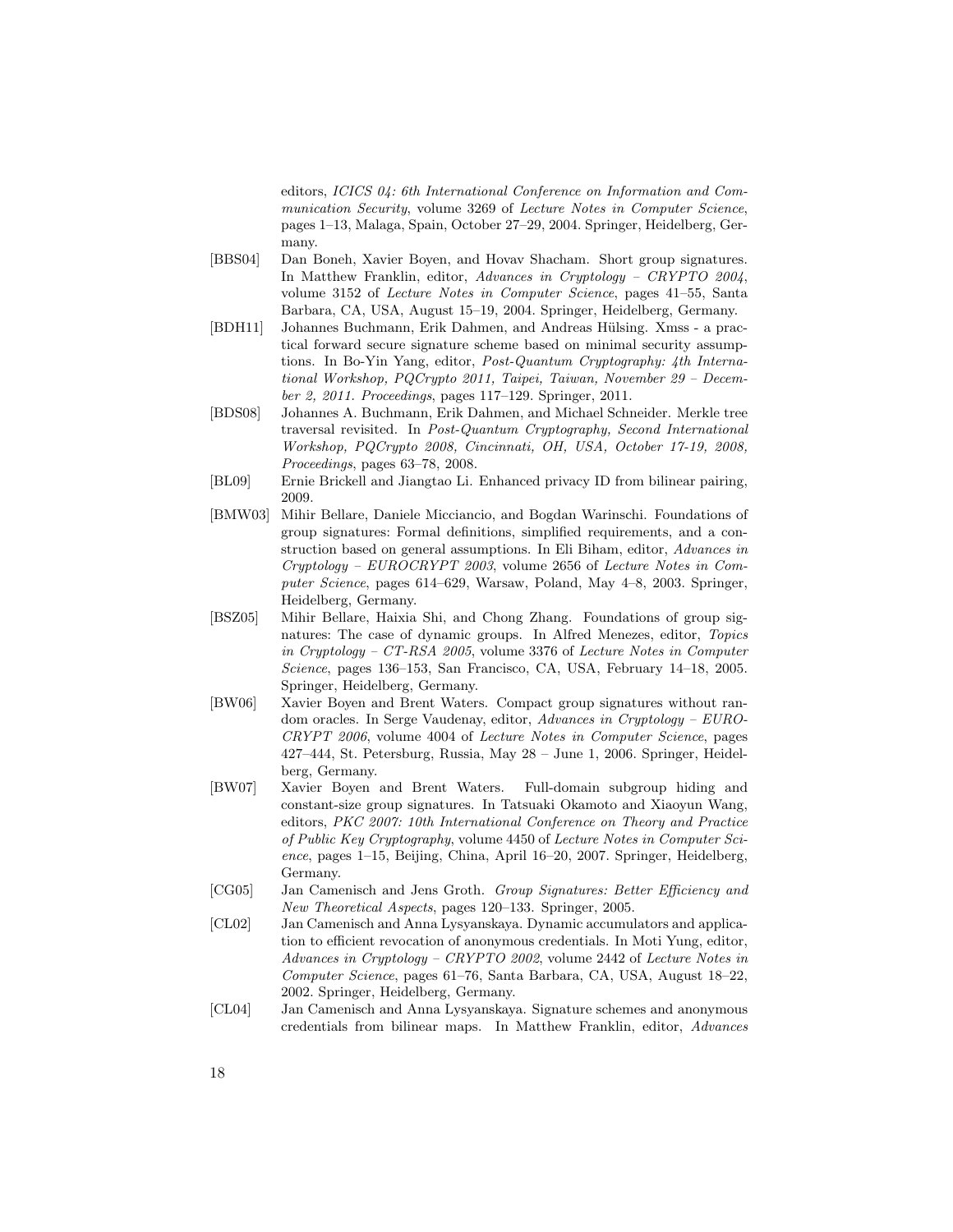editors, *ICICS 04: 6th International Conference on Information and Communication Security*, volume 3269 of *Lecture Notes in Computer Science*, pages 1–13, Malaga, Spain, October 27–29, 2004. Springer, Heidelberg, Germany.

[BBS04] Dan Boneh, Xavier Boyen, and Hovav Shacham. Short group signatures. In Matthew Franklin, editor, *Advances in Cryptology – CRYPTO 2004*, volume 3152 of *Lecture Notes in Computer Science*, pages 41–55, Santa Barbara, CA, USA, August 15–19, 2004. Springer, Heidelberg, Germany.

[BDH11] Johannes Buchmann, Erik Dahmen, and Andreas Hülsing. Xmss - a practical forward secure signature scheme based on minimal security assumptions. In Bo-Yin Yang, editor, *Post-Quantum Cryptography: 4th International Workshop, PQCrypto 2011, Taipei, Taiwan, November 29 – December 2, 2011. Proceedings*, pages 117–129. Springer, 2011.

[BDS08] Johannes A. Buchmann, Erik Dahmen, and Michael Schneider. Merkle tree traversal revisited. In *Post-Quantum Cryptography, Second International Workshop, PQCrypto 2008, Cincinnati, OH, USA, October 17-19, 2008, Proceedings*, pages 63–78, 2008.

[BL09] Ernie Brickell and Jiangtao Li. Enhanced privacy ID from bilinear pairing, 2009.

[BMW03] Mihir Bellare, Daniele Micciancio, and Bogdan Warinschi. Foundations of group signatures: Formal definitions, simplified requirements, and a construction based on general assumptions. In Eli Biham, editor, *Advances in Cryptology – EUROCRYPT 2003*, volume 2656 of *Lecture Notes in Computer Science*, pages 614–629, Warsaw, Poland, May 4–8, 2003. Springer, Heidelberg, Germany.

[BSZ05] Mihir Bellare, Haixia Shi, and Chong Zhang. Foundations of group signatures: The case of dynamic groups. In Alfred Menezes, editor, *Topics in Cryptology – CT-RSA 2005*, volume 3376 of *Lecture Notes in Computer Science*, pages 136–153, San Francisco, CA, USA, February 14–18, 2005. Springer, Heidelberg, Germany.

[BW06] Xavier Boyen and Brent Waters. Compact group signatures without random oracles. In Serge Vaudenay, editor, *Advances in Cryptology – EUROCRYPT 2006*, volume 4004 of *Lecture Notes in Computer Science*, pages 427–444, St. Petersburg, Russia, May 28 – June 1, 2006. Springer, Heidelberg, Germany.

[BW07] Xavier Boyen and Brent Waters. Full-domain subgroup hiding and constant-size group signatures. In Tatsuaki Okamoto and Xiaoyun Wang, editors, *PKC 2007: 10th International Conference on Theory and Practice of Public Key Cryptography*, volume 4450 of *Lecture Notes in Computer Science*, pages 1–15, Beijing, China, April 16–20, 2007. Springer, Heidelberg, Germany.

[CG05] Jan Camenisch and Jens Groth. *Group Signatures: Better Efficiency and New Theoretical Aspects*, pages 120–133. Springer, 2005.

[CL02] Jan Camenisch and Anna Lysyanskaya. Dynamic accumulators and application to efficient revocation of anonymous credentials. In Moti Yung, editor, *Advances in Cryptology – CRYPTO 2002*, volume 2442 of *Lecture Notes in Computer Science*, pages 61–76, Santa Barbara, CA, USA, August 18–22, 2002. Springer, Heidelberg, Germany.

[CL04] Jan Camenisch and Anna Lysyanskaya. Signature schemes and anonymous credentials from bilinear maps. In Matthew Franklin, editor, *Advances*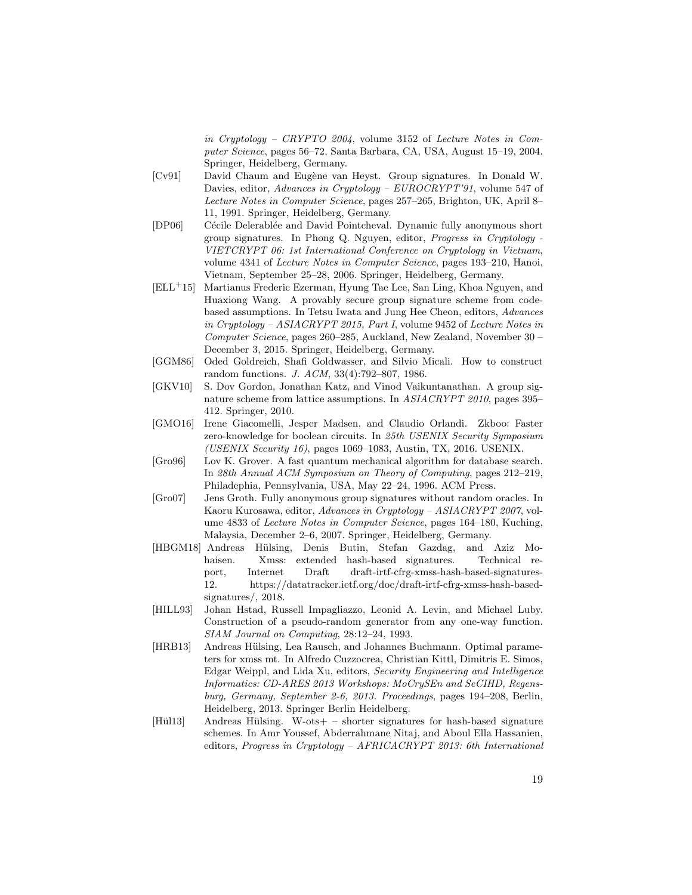*in Cryptology – CRYPTO 2004*, volume 3152 of *Lecture Notes in Computer Science*, pages 56–72, Santa Barbara, CA, USA, August 15–19, 2004. Springer, Heidelberg, Germany.

[Cv91] David Chaum and Eugène van Heyst. Group signatures. In Donald W. Davies, editor, *Advances in Cryptology – EUROCRYPT'91*, volume 547 of *Lecture Notes in Computer Science*, pages 257–265, Brighton, UK, April 8–11, 1991. Springer, Heidelberg, Germany.

[DP06] Cécile Delerablée and David Pointcheval. Dynamic fully anonymous short group signatures. In Phong Q. Nguyen, editor, *Progress in Cryptology - VIETCRYPT 06: 1st International Conference on Cryptology in Vietnam*, volume 4341 of *Lecture Notes in Computer Science*, pages 193–210, Hanoi, Vietnam, September 25–28, 2006. Springer, Heidelberg, Germany.

[ELL+15] Martianus Frederic Ezerman, Hyung Tae Lee, San Ling, Khoa Nguyen, and Huaxiong Wang. A provably secure group signature scheme from code-based assumptions. In Tetsu Iwata and Jung Hee Cheon, editors, *Advances in Cryptology – ASIACRYPT 2015, Part I*, volume 9452 of *Lecture Notes in Computer Science*, pages 260–285, Auckland, New Zealand, November 30 – December 3, 2015. Springer, Heidelberg, Germany.

[GGM86] Oded Goldreich, Shafi Goldwasser, and Silvio Micali. How to construct random functions. *J. ACM*, 33(4):792–807, 1986.

[GKV10] S. Dov Gordon, Jonathan Katz, and Vinod Vaikuntanathan. A group signature scheme from lattice assumptions. In *ASIACRYPT 2010*, pages 395–412. Springer, 2010.

[GMO16] Irene Giacomelli, Jesper Madsen, and Claudio Orlandi. Zkboo: Faster zero-knowledge for boolean circuits. In *25th USENIX Security Symposium (USENIX Security 16)*, pages 1069–1083, Austin, TX, 2016. USENIX.

[Gro96] Lov K. Grover. A fast quantum mechanical algorithm for database search. In *28th Annual ACM Symposium on Theory of Computing*, pages 212–219, Philadephia, Pennsylvania, USA, May 22–24, 1996. ACM Press.

[Gro07] Jens Groth. Fully anonymous group signatures without random oracles. In Kaoru Kurosawa, editor, *Advances in Cryptology – ASIACRYPT 2007*, volume 4833 of *Lecture Notes in Computer Science*, pages 164–180, Kuching, Malaysia, December 2–6, 2007. Springer, Heidelberg, Germany.

[HBGM18] Andreas Hülsing, Denis Butin, Stefan Gazdag, and Aziz Mohaisen. Xmss: extended hash-based signatures. Technical report, Internet Draft draft-irtf-cfrg-xmss-hash-based-signatures-12. https://datatracker.ietf.org/doc/draft-irtf-cfrg-xmss-hash-based-signatures/, 2018.

[HILL93] Johan Hstad, Russell Impagliazzo, Leonid A. Levin, and Michael Luby. Construction of a pseudo-random generator from any one-way function. *SIAM Journal on Computing*, 28:12–24, 1993.

[HRB13] Andreas Hülsing, Lea Rausch, and Johannes Buchmann. Optimal parameters for xmss mt. In Alfredo Cuzzocrea, Christian Kittl, Dimitris E. Simos, Edgar Weippl, and Lida Xu, editors, *Security Engineering and Intelligence Informatics: CD-ARES 2013 Workshops: MoCrySEn and SeCIHD, Regensburg, Germany, September 2-6, 2013. Proceedings*, pages 194–208, Berlin, Heidelberg, 2013. Springer Berlin Heidelberg.

[Hül13] Andreas Hülsing. W-ots+ – shorter signatures for hash-based signature schemes. In Amr Youssef, Abderrahmane Nitaj, and Aboul Ella Hassanien, editors, *Progress in Cryptology – AFRICACRYPT 2013: 6th International*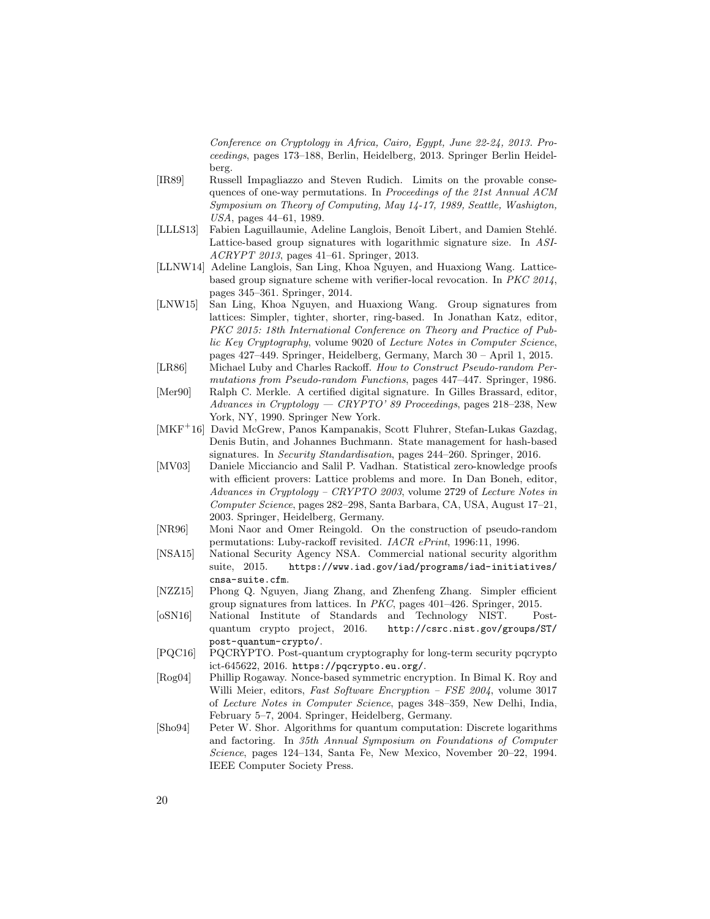*Conference on Cryptology in Africa, Cairo, Egypt, June 22-24, 2013. Proceedings*, pages 173–188, Berlin, Heidelberg, 2013. Springer Berlin Heidelberg.

[IR89] Russell Impagliazzo and Steven Rudich. Limits on the provable consequences of one-way permutations. In *Proceedings of the 21st Annual ACM Symposium on Theory of Computing, May 14-17, 1989, Seattle, Washigton, USA*, pages 44–61, 1989.

[LLLS13] Fabien Laguillaumie, Adeline Langlois, Benoît Libert, and Damien Stehlé. Lattice-based group signatures with logarithmic signature size. In *ASIACRYPT 2013*, pages 41–61. Springer, 2013.

[LLNW14] Adeline Langlois, San Ling, Khoa Nguyen, and Huaxiong Wang. Lattice-based group signature scheme with verifier-local revocation. In *PKC 2014*, pages 345–361. Springer, 2014.

[LNW15] San Ling, Khoa Nguyen, and Huaxiong Wang. Group signatures from lattices: Simpler, tighter, shorter, ring-based. In Jonathan Katz, editor, *PKC 2015: 18th International Conference on Theory and Practice of Public Key Cryptography*, volume 9020 of *Lecture Notes in Computer Science*, pages 427–449. Springer, Heidelberg, Germany, March 30 – April 1, 2015.

[LR86] Michael Luby and Charles Rackoff. *How to Construct Pseudo-random Permutations from Pseudo-random Functions*, pages 447–447. Springer, 1986.

[Mer90] Ralph C. Merkle. A certified digital signature. In Gilles Brassard, editor, *Advances in Cryptology — CRYPTO' 89 Proceedings*, pages 218–238, New York, NY, 1990. Springer New York.

[MKF+16] David McGrew, Panos Kampanakis, Scott Fluhrer, Stefan-Lukas Gazdag, Denis Butin, and Johannes Buchmann. State management for hash-based signatures. In *Security Standardisation*, pages 244–260. Springer, 2016.

[MV03] Daniele Micciancio and Salil P. Vadhan. Statistical zero-knowledge proofs with efficient provers: Lattice problems and more. In Dan Boneh, editor, *Advances in Cryptology – CRYPTO 2003*, volume 2729 of *Lecture Notes in Computer Science*, pages 282–298, Santa Barbara, CA, USA, August 17–21, 2003. Springer, Heidelberg, Germany.

[NR96] Moni Naor and Omer Reingold. On the construction of pseudo-random permutations: Luby-rackoff revisited. *IACR ePrint*, 1996:11, 1996.

[NSA15] National Security Agency NSA. Commercial national security algorithm suite, 2015. `https://www.iad.gov/iad/programs/iad-initiatives/cnsa-suite.cfm`.

[NZZ15] Phong Q. Nguyen, Jiang Zhang, and Zhenfeng Zhang. Simpler efficient group signatures from lattices. In *PKC*, pages 401–426. Springer, 2015.

[oSN16] National Institute of Standards and Technology NIST. Post-quantum crypto project, 2016. `http://csrc.nist.gov/groups/ST/post-quantum-crypto/`.

[PQC16] PQCRYPTO. Post-quantum cryptography for long-term security pqcrypto ict-645622, 2016. `https://pqcrypto.eu.org/`.

[Rog04] Phillip Rogaway. Nonce-based symmetric encryption. In Bimal K. Roy and Willi Meier, editors, *Fast Software Encryption – FSE 2004*, volume 3017 of *Lecture Notes in Computer Science*, pages 348–359, New Delhi, India, February 5–7, 2004. Springer, Heidelberg, Germany.

[Sho94] Peter W. Shor. Algorithms for quantum computation: Discrete logarithms and factoring. In *35th Annual Symposium on Foundations of Computer Science*, pages 124–134, Santa Fe, New Mexico, November 20–22, 1994. IEEE Computer Society Press.